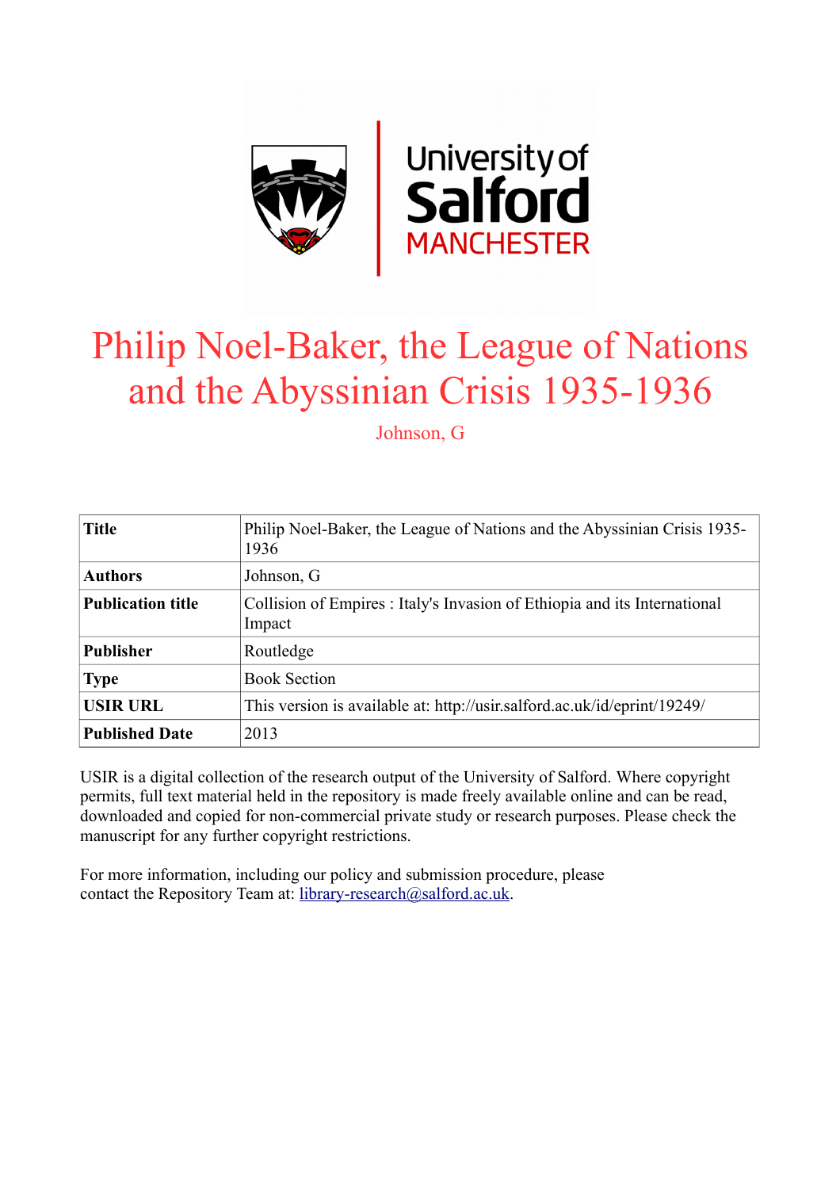University of Salford MANCHESTER

# Philip Noel-Baker, the League of Nations and the Abyssinian Crisis 1935-1936

Johnson, G

| **Title** | Philip Noel-Baker, the League of Nations and the Abyssinian Crisis 1935-1936 |
|---|---|
| **Authors** | Johnson, G |
| **Publication title** | Collision of Empires : Italy's Invasion of Ethiopia and its International Impact |
| **Publisher** | Routledge |
| **Type** | Book Section |
| **USIR URL** | This version is available at: http://usir.salford.ac.uk/id/eprint/19249/ |
| **Published Date** | 2013 |

USIR is a digital collection of the research output of the University of Salford. Where copyright permits, full text material held in the repository is made freely available online and can be read, downloaded and copied for non-commercial private study or research purposes. Please check the manuscript for any further copyright restrictions.

For more information, including our policy and submission procedure, please contact the Repository Team at: library-research@salford.ac.uk.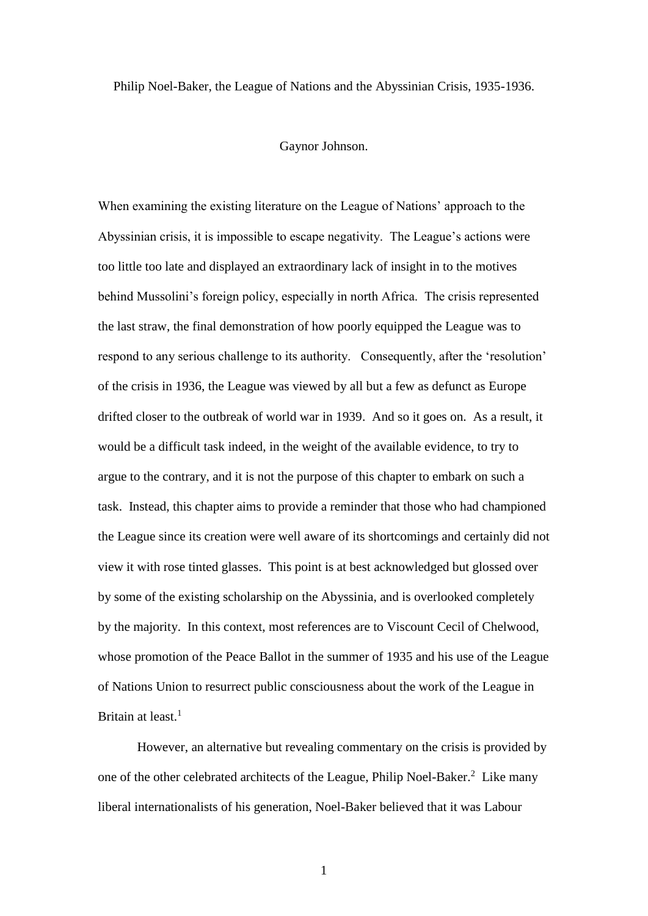Philip Noel-Baker, the League of Nations and the Abyssinian Crisis, 1935-1936.

Gaynor Johnson.

When examining the existing literature on the League of Nations' approach to the Abyssinian crisis, it is impossible to escape negativity. The League's actions were too little too late and displayed an extraordinary lack of insight in to the motives behind Mussolini's foreign policy, especially in north Africa. The crisis represented the last straw, the final demonstration of how poorly equipped the League was to respond to any serious challenge to its authority. Consequently, after the 'resolution' of the crisis in 1936, the League was viewed by all but a few as defunct as Europe drifted closer to the outbreak of world war in 1939. And so it goes on. As a result, it would be a difficult task indeed, in the weight of the available evidence, to try to argue to the contrary, and it is not the purpose of this chapter to embark on such a task. Instead, this chapter aims to provide a reminder that those who had championed the League since its creation were well aware of its shortcomings and certainly did not view it with rose tinted glasses. This point is at best acknowledged but glossed over by some of the existing scholarship on the Abyssinia, and is overlooked completely by the majority. In this context, most references are to Viscount Cecil of Chelwood, whose promotion of the Peace Ballot in the summer of 1935 and his use of the League of Nations Union to resurrect public consciousness about the work of the League in Britain at least.[1]

However, an alternative but revealing commentary on the crisis is provided by one of the other celebrated architects of the League, Philip Noel-Baker.[2] Like many liberal internationalists of his generation, Noel-Baker believed that it was Labour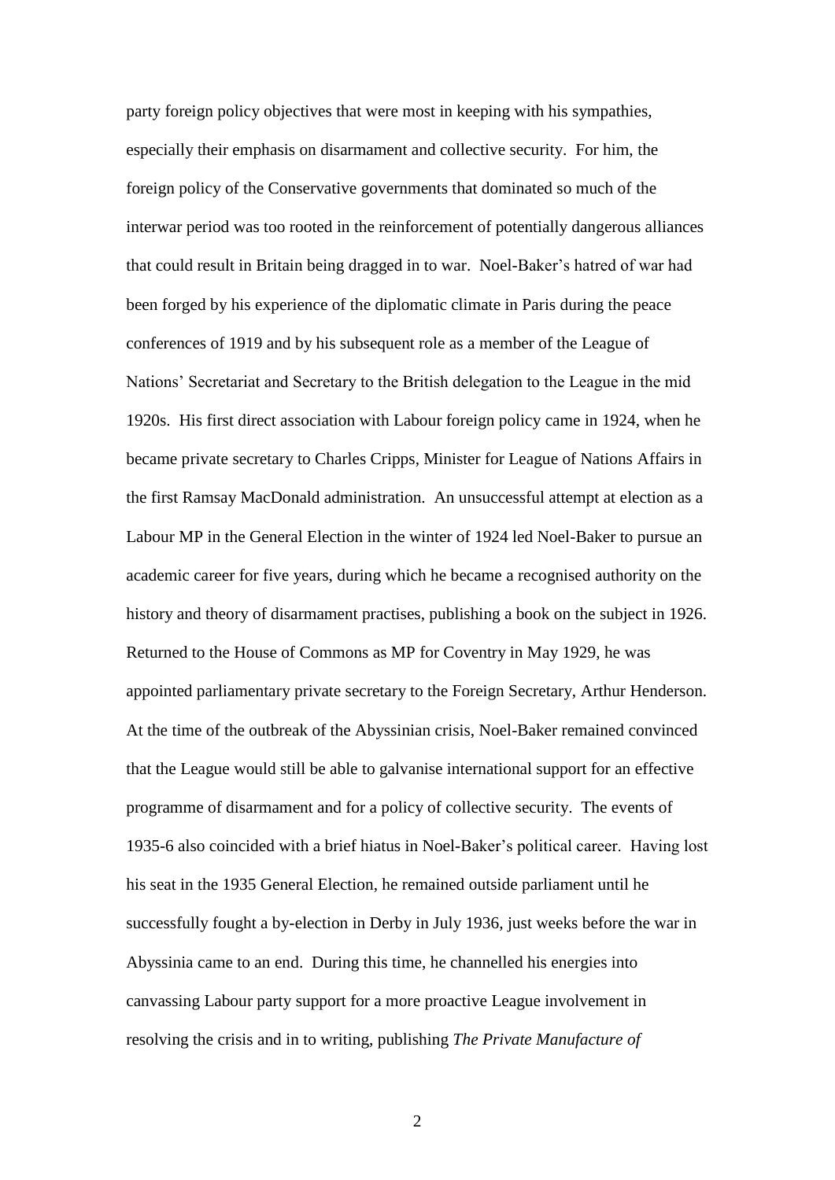party foreign policy objectives that were most in keeping with his sympathies, especially their emphasis on disarmament and collective security. For him, the foreign policy of the Conservative governments that dominated so much of the interwar period was too rooted in the reinforcement of potentially dangerous alliances that could result in Britain being dragged in to war. Noel-Baker's hatred of war had been forged by his experience of the diplomatic climate in Paris during the peace conferences of 1919 and by his subsequent role as a member of the League of Nations' Secretariat and Secretary to the British delegation to the League in the mid 1920s. His first direct association with Labour foreign policy came in 1924, when he became private secretary to Charles Cripps, Minister for League of Nations Affairs in the first Ramsay MacDonald administration. An unsuccessful attempt at election as a Labour MP in the General Election in the winter of 1924 led Noel-Baker to pursue an academic career for five years, during which he became a recognised authority on the history and theory of disarmament practises, publishing a book on the subject in 1926. Returned to the House of Commons as MP for Coventry in May 1929, he was appointed parliamentary private secretary to the Foreign Secretary, Arthur Henderson. At the time of the outbreak of the Abyssinian crisis, Noel-Baker remained convinced that the League would still be able to galvanise international support for an effective programme of disarmament and for a policy of collective security. The events of 1935-6 also coincided with a brief hiatus in Noel-Baker's political career. Having lost his seat in the 1935 General Election, he remained outside parliament until he successfully fought a by-election in Derby in July 1936, just weeks before the war in Abyssinia came to an end. During this time, he channelled his energies into canvassing Labour party support for a more proactive League involvement in resolving the crisis and in to writing, publishing *The Private Manufacture of*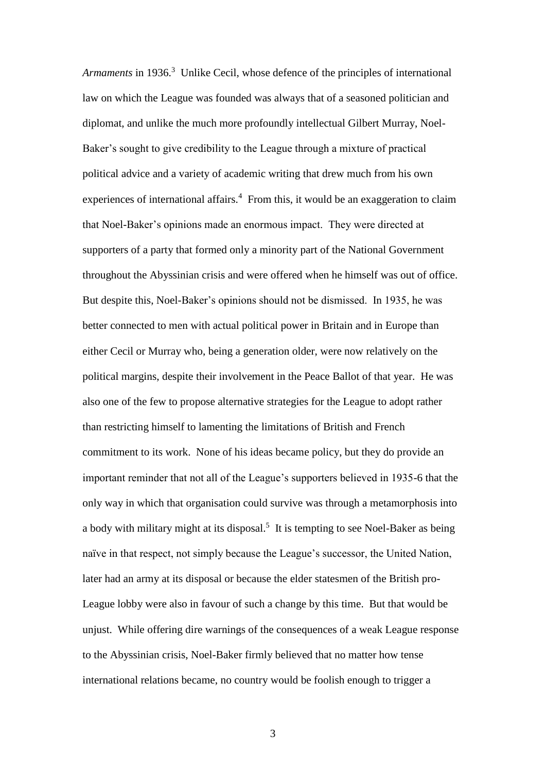*Armaments* in 1936.[3] Unlike Cecil, whose defence of the principles of international law on which the League was founded was always that of a seasoned politician and diplomat, and unlike the much more profoundly intellectual Gilbert Murray, Noel-Baker's sought to give credibility to the League through a mixture of practical political advice and a variety of academic writing that drew much from his own experiences of international affairs.[4] From this, it would be an exaggeration to claim that Noel-Baker's opinions made an enormous impact. They were directed at supporters of a party that formed only a minority part of the National Government throughout the Abyssinian crisis and were offered when he himself was out of office. But despite this, Noel-Baker's opinions should not be dismissed. In 1935, he was better connected to men with actual political power in Britain and in Europe than either Cecil or Murray who, being a generation older, were now relatively on the political margins, despite their involvement in the Peace Ballot of that year. He was also one of the few to propose alternative strategies for the League to adopt rather than restricting himself to lamenting the limitations of British and French commitment to its work. None of his ideas became policy, but they do provide an important reminder that not all of the League's supporters believed in 1935-6 that the only way in which that organisation could survive was through a metamorphosis into a body with military might at its disposal.[5] It is tempting to see Noel-Baker as being naïve in that respect, not simply because the League's successor, the United Nation, later had an army at its disposal or because the elder statesmen of the British pro-League lobby were also in favour of such a change by this time. But that would be unjust. While offering dire warnings of the consequences of a weak League response to the Abyssinian crisis, Noel-Baker firmly believed that no matter how tense international relations became, no country would be foolish enough to trigger a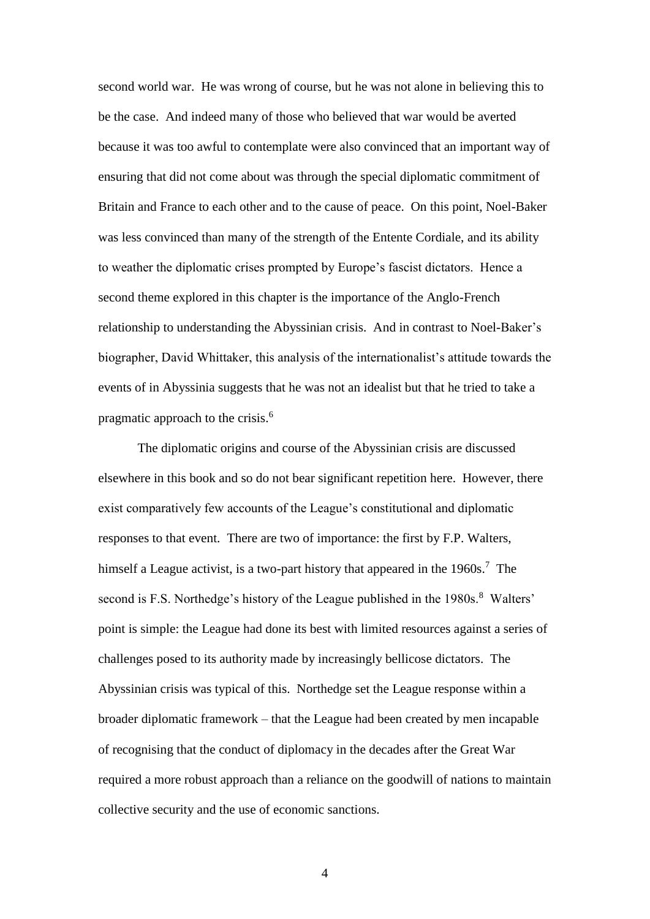second world war. He was wrong of course, but he was not alone in believing this to be the case. And indeed many of those who believed that war would be averted because it was too awful to contemplate were also convinced that an important way of ensuring that did not come about was through the special diplomatic commitment of Britain and France to each other and to the cause of peace. On this point, Noel-Baker was less convinced than many of the strength of the Entente Cordiale, and its ability to weather the diplomatic crises prompted by Europe's fascist dictators. Hence a second theme explored in this chapter is the importance of the Anglo-French relationship to understanding the Abyssinian crisis. And in contrast to Noel-Baker's biographer, David Whittaker, this analysis of the internationalist's attitude towards the events of in Abyssinia suggests that he was not an idealist but that he tried to take a pragmatic approach to the crisis.[6]

The diplomatic origins and course of the Abyssinian crisis are discussed elsewhere in this book and so do not bear significant repetition here. However, there exist comparatively few accounts of the League's constitutional and diplomatic responses to that event. There are two of importance: the first by F.P. Walters, himself a League activist, is a two-part history that appeared in the 1960s.[7] The second is F.S. Northedge's history of the League published in the 1980s.[8] Walters' point is simple: the League had done its best with limited resources against a series of challenges posed to its authority made by increasingly bellicose dictators. The Abyssinian crisis was typical of this. Northedge set the League response within a broader diplomatic framework – that the League had been created by men incapable of recognising that the conduct of diplomacy in the decades after the Great War required a more robust approach than a reliance on the goodwill of nations to maintain collective security and the use of economic sanctions.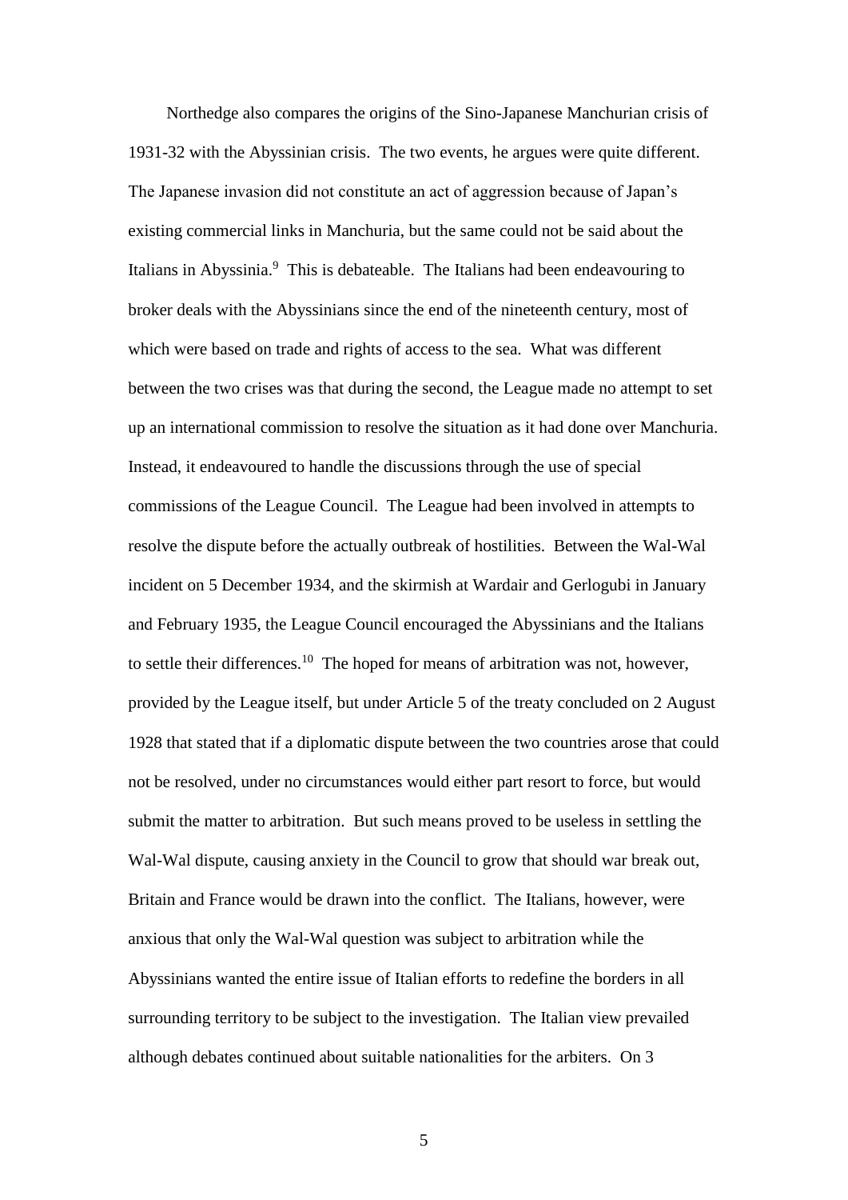Northedge also compares the origins of the Sino-Japanese Manchurian crisis of 1931-32 with the Abyssinian crisis. The two events, he argues were quite different. The Japanese invasion did not constitute an act of aggression because of Japan's existing commercial links in Manchuria, but the same could not be said about the Italians in Abyssinia.[9] This is debateable. The Italians had been endeavouring to broker deals with the Abyssinians since the end of the nineteenth century, most of which were based on trade and rights of access to the sea. What was different between the two crises was that during the second, the League made no attempt to set up an international commission to resolve the situation as it had done over Manchuria. Instead, it endeavoured to handle the discussions through the use of special commissions of the League Council. The League had been involved in attempts to resolve the dispute before the actually outbreak of hostilities. Between the Wal-Wal incident on 5 December 1934, and the skirmish at Wardair and Gerlogubi in January and February 1935, the League Council encouraged the Abyssinians and the Italians to settle their differences.[10] The hoped for means of arbitration was not, however, provided by the League itself, but under Article 5 of the treaty concluded on 2 August 1928 that stated that if a diplomatic dispute between the two countries arose that could not be resolved, under no circumstances would either part resort to force, but would submit the matter to arbitration. But such means proved to be useless in settling the Wal-Wal dispute, causing anxiety in the Council to grow that should war break out, Britain and France would be drawn into the conflict. The Italians, however, were anxious that only the Wal-Wal question was subject to arbitration while the Abyssinians wanted the entire issue of Italian efforts to redefine the borders in all surrounding territory to be subject to the investigation. The Italian view prevailed although debates continued about suitable nationalities for the arbiters. On 3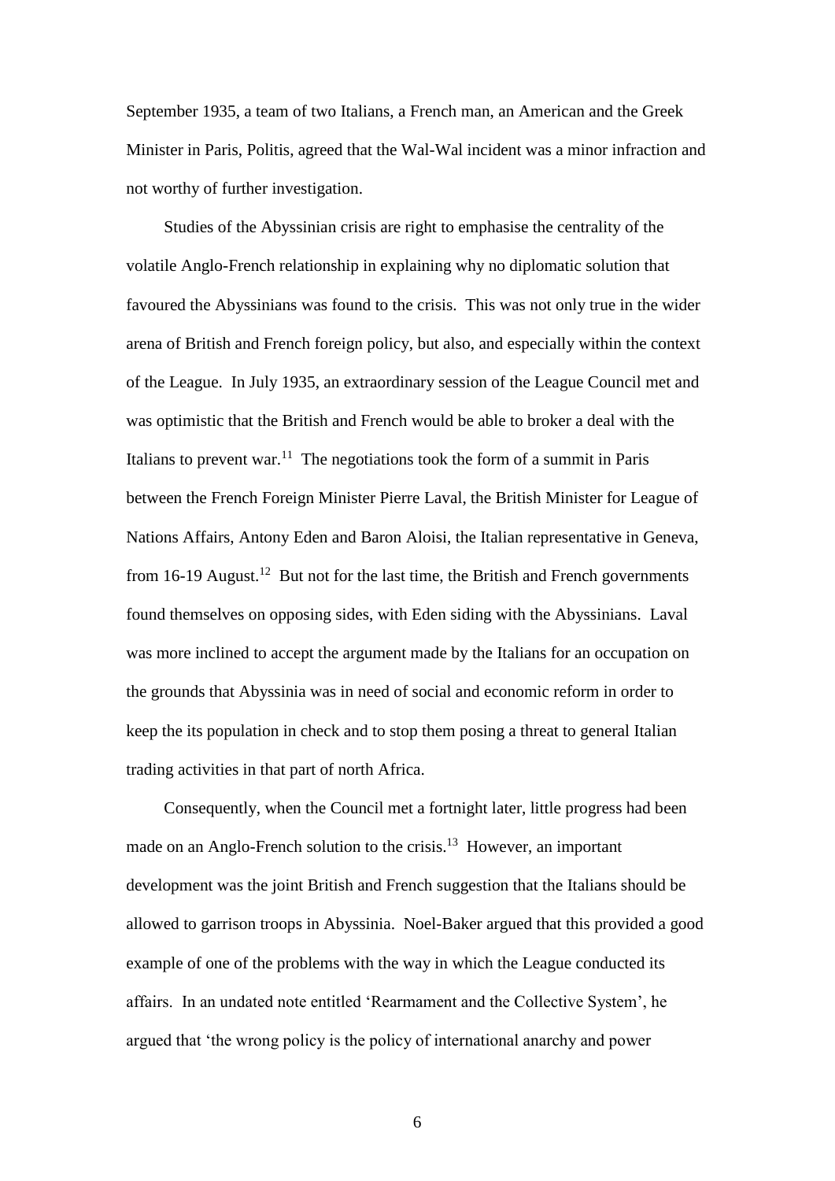September 1935, a team of two Italians, a French man, an American and the Greek Minister in Paris, Politis, agreed that the Wal-Wal incident was a minor infraction and not worthy of further investigation.

Studies of the Abyssinian crisis are right to emphasise the centrality of the volatile Anglo-French relationship in explaining why no diplomatic solution that favoured the Abyssinians was found to the crisis. This was not only true in the wider arena of British and French foreign policy, but also, and especially within the context of the League. In July 1935, an extraordinary session of the League Council met and was optimistic that the British and French would be able to broker a deal with the Italians to prevent war.[11] The negotiations took the form of a summit in Paris between the French Foreign Minister Pierre Laval, the British Minister for League of Nations Affairs, Antony Eden and Baron Aloisi, the Italian representative in Geneva, from 16-19 August.[12] But not for the last time, the British and French governments found themselves on opposing sides, with Eden siding with the Abyssinians. Laval was more inclined to accept the argument made by the Italians for an occupation on the grounds that Abyssinia was in need of social and economic reform in order to keep the its population in check and to stop them posing a threat to general Italian trading activities in that part of north Africa.

Consequently, when the Council met a fortnight later, little progress had been made on an Anglo-French solution to the crisis.[13] However, an important development was the joint British and French suggestion that the Italians should be allowed to garrison troops in Abyssinia. Noel-Baker argued that this provided a good example of one of the problems with the way in which the League conducted its affairs. In an undated note entitled 'Rearmament and the Collective System', he argued that 'the wrong policy is the policy of international anarchy and power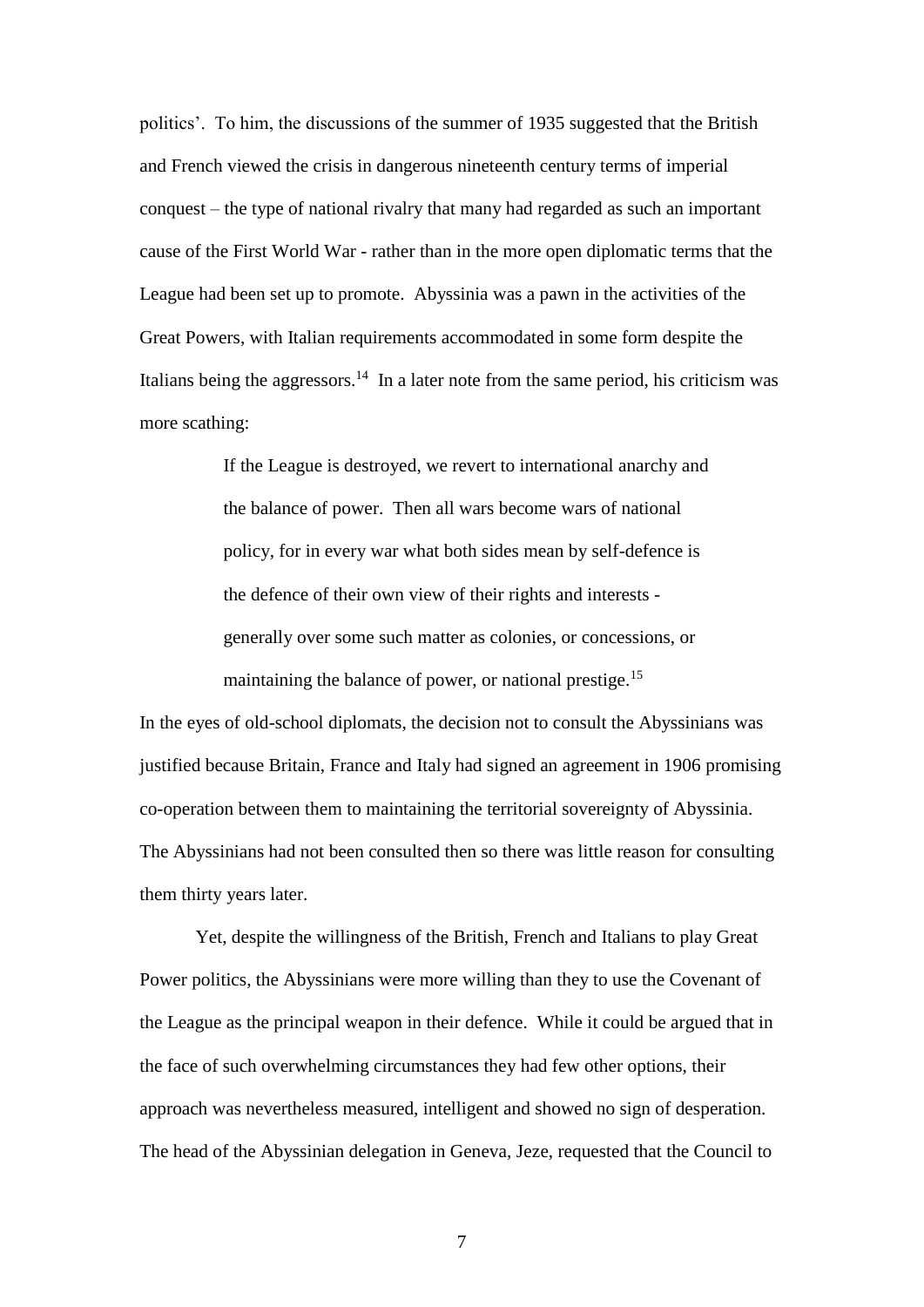politics'. To him, the discussions of the summer of 1935 suggested that the British and French viewed the crisis in dangerous nineteenth century terms of imperial conquest – the type of national rivalry that many had regarded as such an important cause of the First World War - rather than in the more open diplomatic terms that the League had been set up to promote. Abyssinia was a pawn in the activities of the Great Powers, with Italian requirements accommodated in some form despite the Italians being the aggressors.[14] In a later note from the same period, his criticism was more scathing:

> If the League is destroyed, we revert to international anarchy and the balance of power. Then all wars become wars of national policy, for in every war what both sides mean by self-defence is the defence of their own view of their rights and interests - generally over some such matter as colonies, or concessions, or maintaining the balance of power, or national prestige.[15]

In the eyes of old-school diplomats, the decision not to consult the Abyssinians was justified because Britain, France and Italy had signed an agreement in 1906 promising co-operation between them to maintaining the territorial sovereignty of Abyssinia. The Abyssinians had not been consulted then so there was little reason for consulting them thirty years later.

Yet, despite the willingness of the British, French and Italians to play Great Power politics, the Abyssinians were more willing than they to use the Covenant of the League as the principal weapon in their defence. While it could be argued that in the face of such overwhelming circumstances they had few other options, their approach was nevertheless measured, intelligent and showed no sign of desperation. The head of the Abyssinian delegation in Geneva, Jeze, requested that the Council to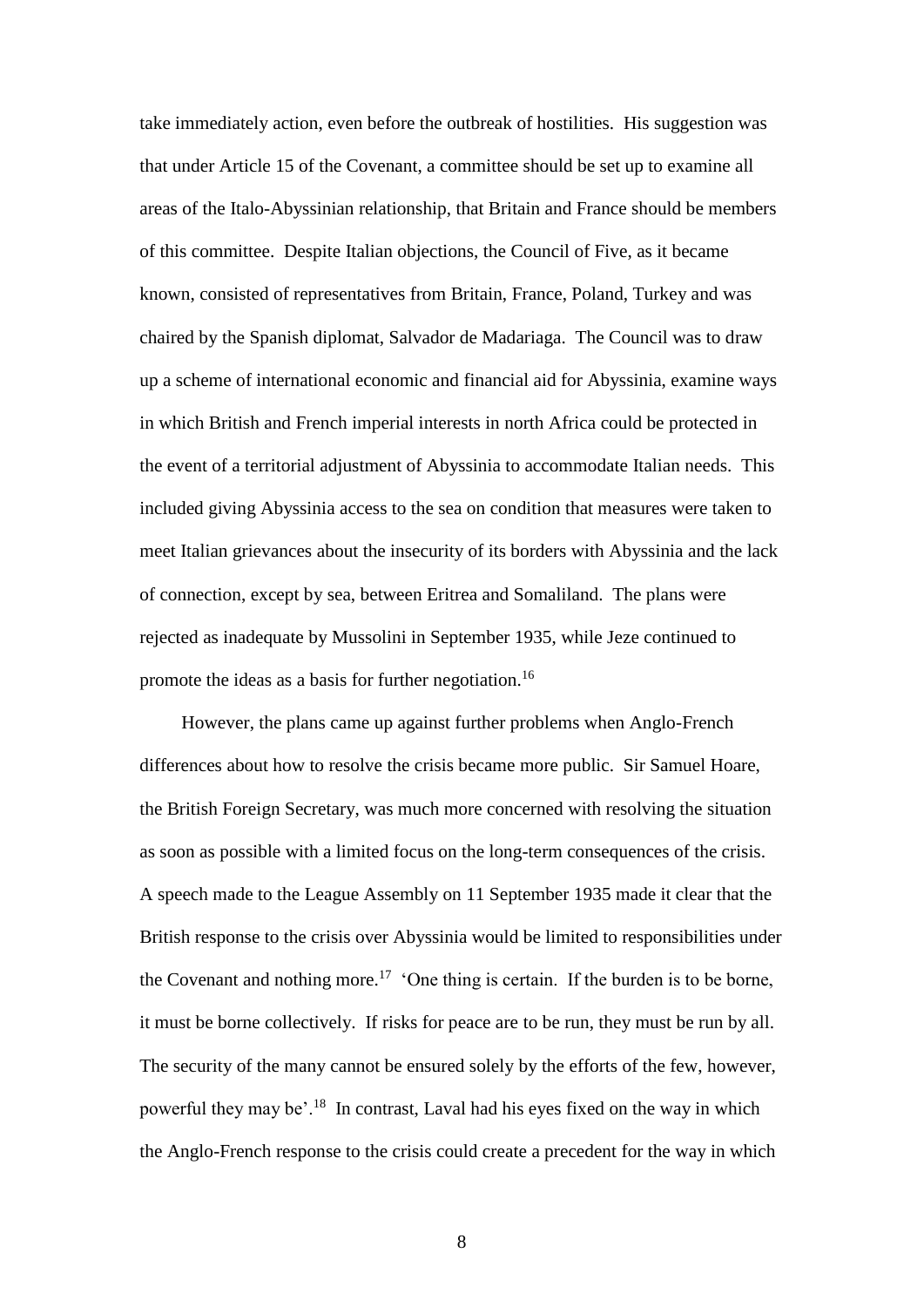take immediately action, even before the outbreak of hostilities. His suggestion was that under Article 15 of the Covenant, a committee should be set up to examine all areas of the Italo-Abyssinian relationship, that Britain and France should be members of this committee. Despite Italian objections, the Council of Five, as it became known, consisted of representatives from Britain, France, Poland, Turkey and was chaired by the Spanish diplomat, Salvador de Madariaga. The Council was to draw up a scheme of international economic and financial aid for Abyssinia, examine ways in which British and French imperial interests in north Africa could be protected in the event of a territorial adjustment of Abyssinia to accommodate Italian needs. This included giving Abyssinia access to the sea on condition that measures were taken to meet Italian grievances about the insecurity of its borders with Abyssinia and the lack of connection, except by sea, between Eritrea and Somaliland. The plans were rejected as inadequate by Mussolini in September 1935, while Jeze continued to promote the ideas as a basis for further negotiation.[16]

However, the plans came up against further problems when Anglo-French differences about how to resolve the crisis became more public. Sir Samuel Hoare, the British Foreign Secretary, was much more concerned with resolving the situation as soon as possible with a limited focus on the long-term consequences of the crisis. A speech made to the League Assembly on 11 September 1935 made it clear that the British response to the crisis over Abyssinia would be limited to responsibilities under the Covenant and nothing more.[17] 'One thing is certain. If the burden is to be borne, it must be borne collectively. If risks for peace are to be run, they must be run by all. The security of the many cannot be ensured solely by the efforts of the few, however, powerful they may be'.[18] In contrast, Laval had his eyes fixed on the way in which the Anglo-French response to the crisis could create a precedent for the way in which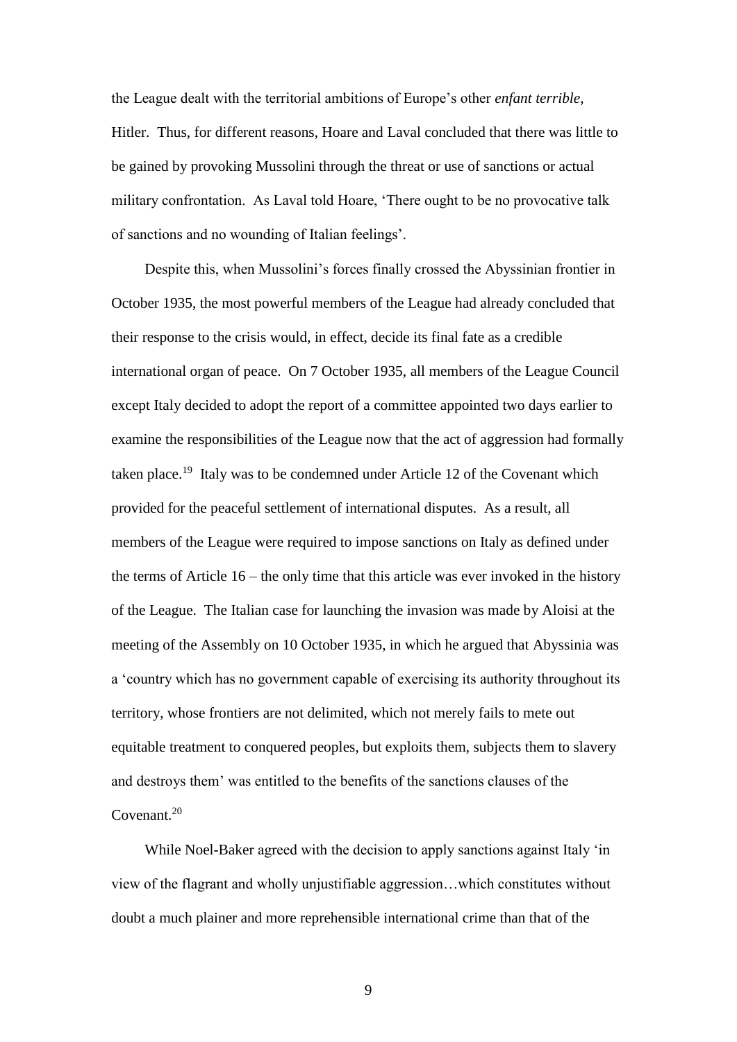the League dealt with the territorial ambitions of Europe's other *enfant terrible*, Hitler. Thus, for different reasons, Hoare and Laval concluded that there was little to be gained by provoking Mussolini through the threat or use of sanctions or actual military confrontation. As Laval told Hoare, 'There ought to be no provocative talk of sanctions and no wounding of Italian feelings'.

Despite this, when Mussolini's forces finally crossed the Abyssinian frontier in October 1935, the most powerful members of the League had already concluded that their response to the crisis would, in effect, decide its final fate as a credible international organ of peace. On 7 October 1935, all members of the League Council except Italy decided to adopt the report of a committee appointed two days earlier to examine the responsibilities of the League now that the act of aggression had formally taken place.[19] Italy was to be condemned under Article 12 of the Covenant which provided for the peaceful settlement of international disputes. As a result, all members of the League were required to impose sanctions on Italy as defined under the terms of Article 16 – the only time that this article was ever invoked in the history of the League. The Italian case for launching the invasion was made by Aloisi at the meeting of the Assembly on 10 October 1935, in which he argued that Abyssinia was a 'country which has no government capable of exercising its authority throughout its territory, whose frontiers are not delimited, which not merely fails to mete out equitable treatment to conquered peoples, but exploits them, subjects them to slavery and destroys them' was entitled to the benefits of the sanctions clauses of the Covenant.[20]

While Noel-Baker agreed with the decision to apply sanctions against Italy 'in view of the flagrant and wholly unjustifiable aggression…which constitutes without doubt a much plainer and more reprehensible international crime than that of the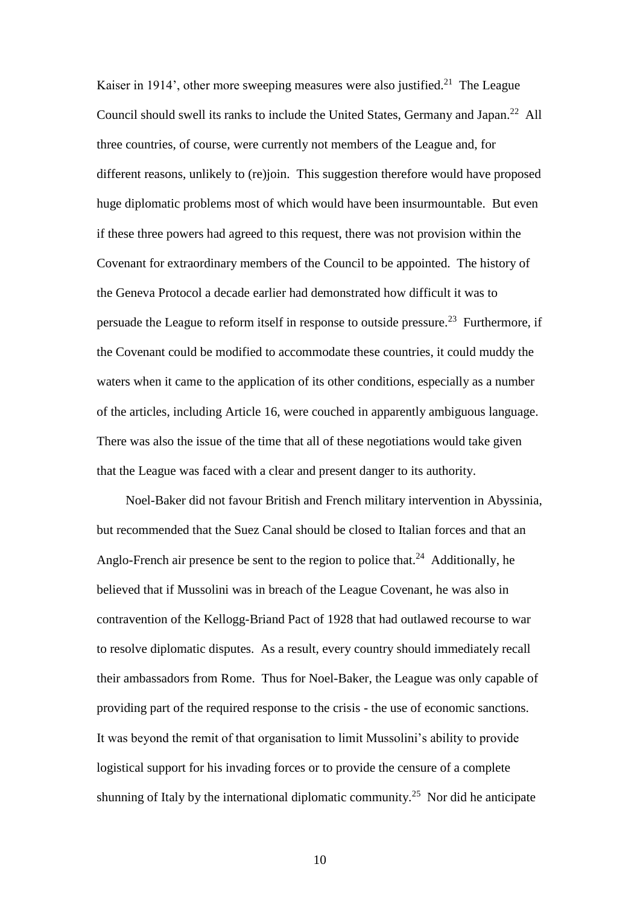Kaiser in 1914', other more sweeping measures were also justified.[21] The League Council should swell its ranks to include the United States, Germany and Japan.[22] All three countries, of course, were currently not members of the League and, for different reasons, unlikely to (re)join. This suggestion therefore would have proposed huge diplomatic problems most of which would have been insurmountable. But even if these three powers had agreed to this request, there was not provision within the Covenant for extraordinary members of the Council to be appointed. The history of the Geneva Protocol a decade earlier had demonstrated how difficult it was to persuade the League to reform itself in response to outside pressure.[23] Furthermore, if the Covenant could be modified to accommodate these countries, it could muddy the waters when it came to the application of its other conditions, especially as a number of the articles, including Article 16, were couched in apparently ambiguous language. There was also the issue of the time that all of these negotiations would take given that the League was faced with a clear and present danger to its authority.

Noel-Baker did not favour British and French military intervention in Abyssinia, but recommended that the Suez Canal should be closed to Italian forces and that an Anglo-French air presence be sent to the region to police that.[24] Additionally, he believed that if Mussolini was in breach of the League Covenant, he was also in contravention of the Kellogg-Briand Pact of 1928 that had outlawed recourse to war to resolve diplomatic disputes. As a result, every country should immediately recall their ambassadors from Rome. Thus for Noel-Baker, the League was only capable of providing part of the required response to the crisis - the use of economic sanctions. It was beyond the remit of that organisation to limit Mussolini's ability to provide logistical support for his invading forces or to provide the censure of a complete shunning of Italy by the international diplomatic community.[25] Nor did he anticipate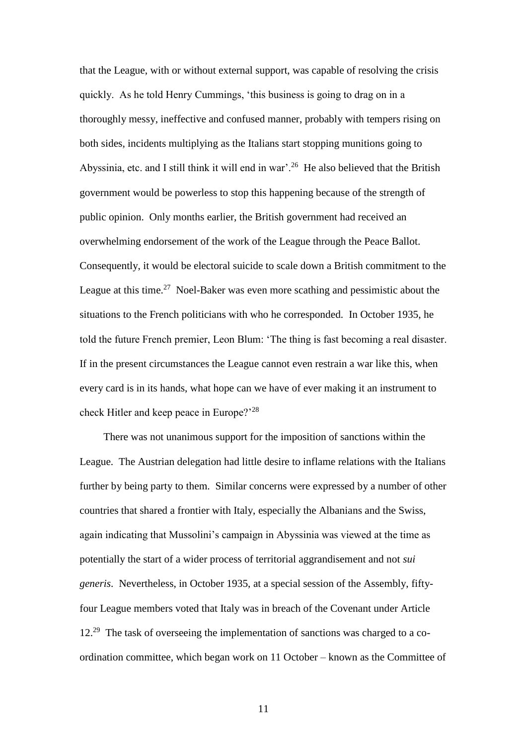that the League, with or without external support, was capable of resolving the crisis quickly. As he told Henry Cummings, 'this business is going to drag on in a thoroughly messy, ineffective and confused manner, probably with tempers rising on both sides, incidents multiplying as the Italians start stopping munitions going to Abyssinia, etc. and I still think it will end in war'.[26] He also believed that the British government would be powerless to stop this happening because of the strength of public opinion. Only months earlier, the British government had received an overwhelming endorsement of the work of the League through the Peace Ballot. Consequently, it would be electoral suicide to scale down a British commitment to the League at this time.[27] Noel-Baker was even more scathing and pessimistic about the situations to the French politicians with who he corresponded. In October 1935, he told the future French premier, Leon Blum: 'The thing is fast becoming a real disaster. If in the present circumstances the League cannot even restrain a war like this, when every card is in its hands, what hope can we have of ever making it an instrument to check Hitler and keep peace in Europe?'[28]

There was not unanimous support for the imposition of sanctions within the League. The Austrian delegation had little desire to inflame relations with the Italians further by being party to them. Similar concerns were expressed by a number of other countries that shared a frontier with Italy, especially the Albanians and the Swiss, again indicating that Mussolini's campaign in Abyssinia was viewed at the time as potentially the start of a wider process of territorial aggrandisement and not *sui generis*. Nevertheless, in October 1935, at a special session of the Assembly, fifty-four League members voted that Italy was in breach of the Covenant under Article 12.[29] The task of overseeing the implementation of sanctions was charged to a co-ordination committee, which began work on 11 October – known as the Committee of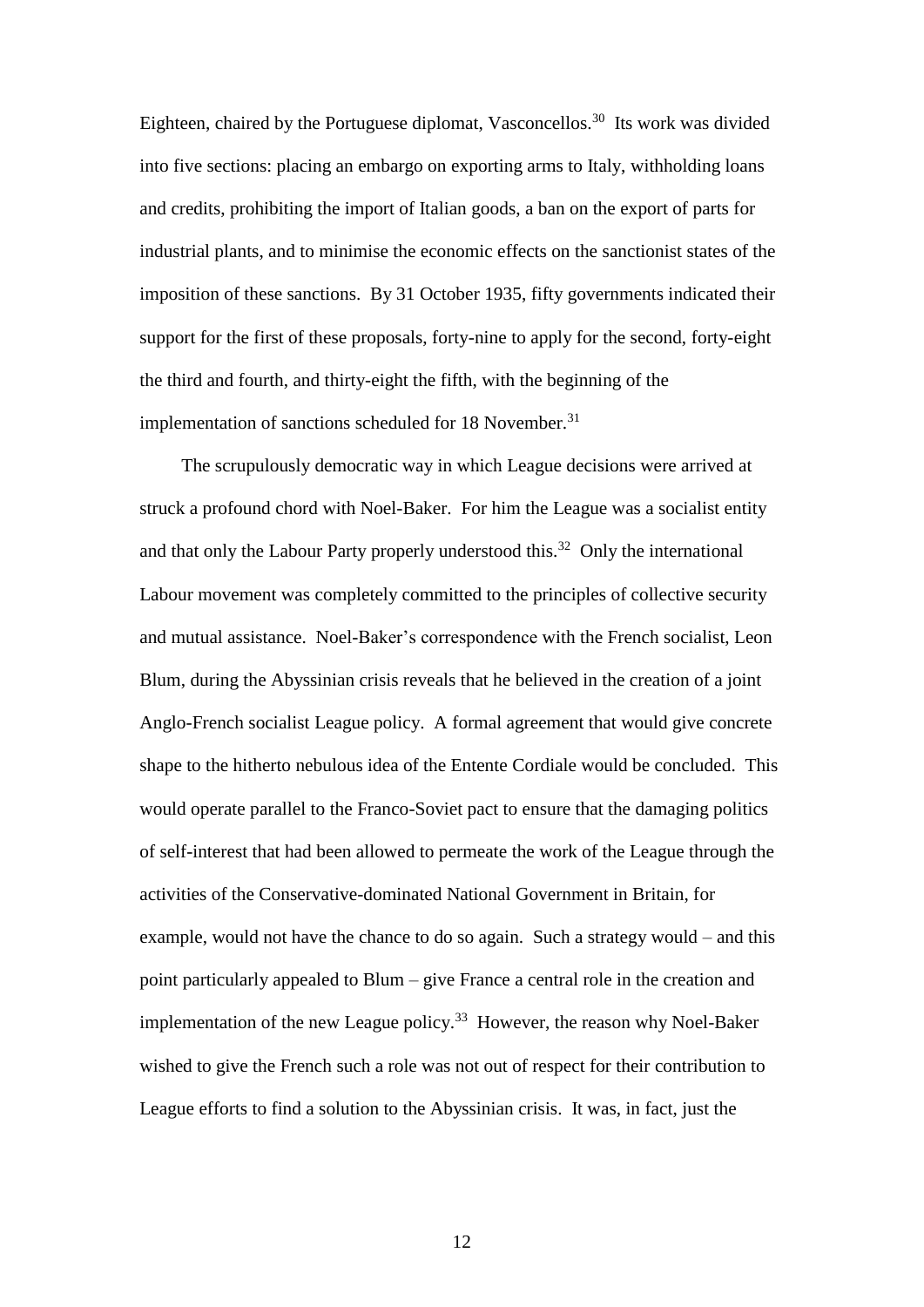Eighteen, chaired by the Portuguese diplomat, Vasconcellos.[30] Its work was divided into five sections: placing an embargo on exporting arms to Italy, withholding loans and credits, prohibiting the import of Italian goods, a ban on the export of parts for industrial plants, and to minimise the economic effects on the sanctionist states of the imposition of these sanctions. By 31 October 1935, fifty governments indicated their support for the first of these proposals, forty-nine to apply for the second, forty-eight the third and fourth, and thirty-eight the fifth, with the beginning of the implementation of sanctions scheduled for 18 November.[31]

The scrupulously democratic way in which League decisions were arrived at struck a profound chord with Noel-Baker. For him the League was a socialist entity and that only the Labour Party properly understood this.[32] Only the international Labour movement was completely committed to the principles of collective security and mutual assistance. Noel-Baker's correspondence with the French socialist, Leon Blum, during the Abyssinian crisis reveals that he believed in the creation of a joint Anglo-French socialist League policy. A formal agreement that would give concrete shape to the hitherto nebulous idea of the Entente Cordiale would be concluded. This would operate parallel to the Franco-Soviet pact to ensure that the damaging politics of self-interest that had been allowed to permeate the work of the League through the activities of the Conservative-dominated National Government in Britain, for example, would not have the chance to do so again. Such a strategy would – and this point particularly appealed to Blum – give France a central role in the creation and implementation of the new League policy.[33] However, the reason why Noel-Baker wished to give the French such a role was not out of respect for their contribution to League efforts to find a solution to the Abyssinian crisis. It was, in fact, just the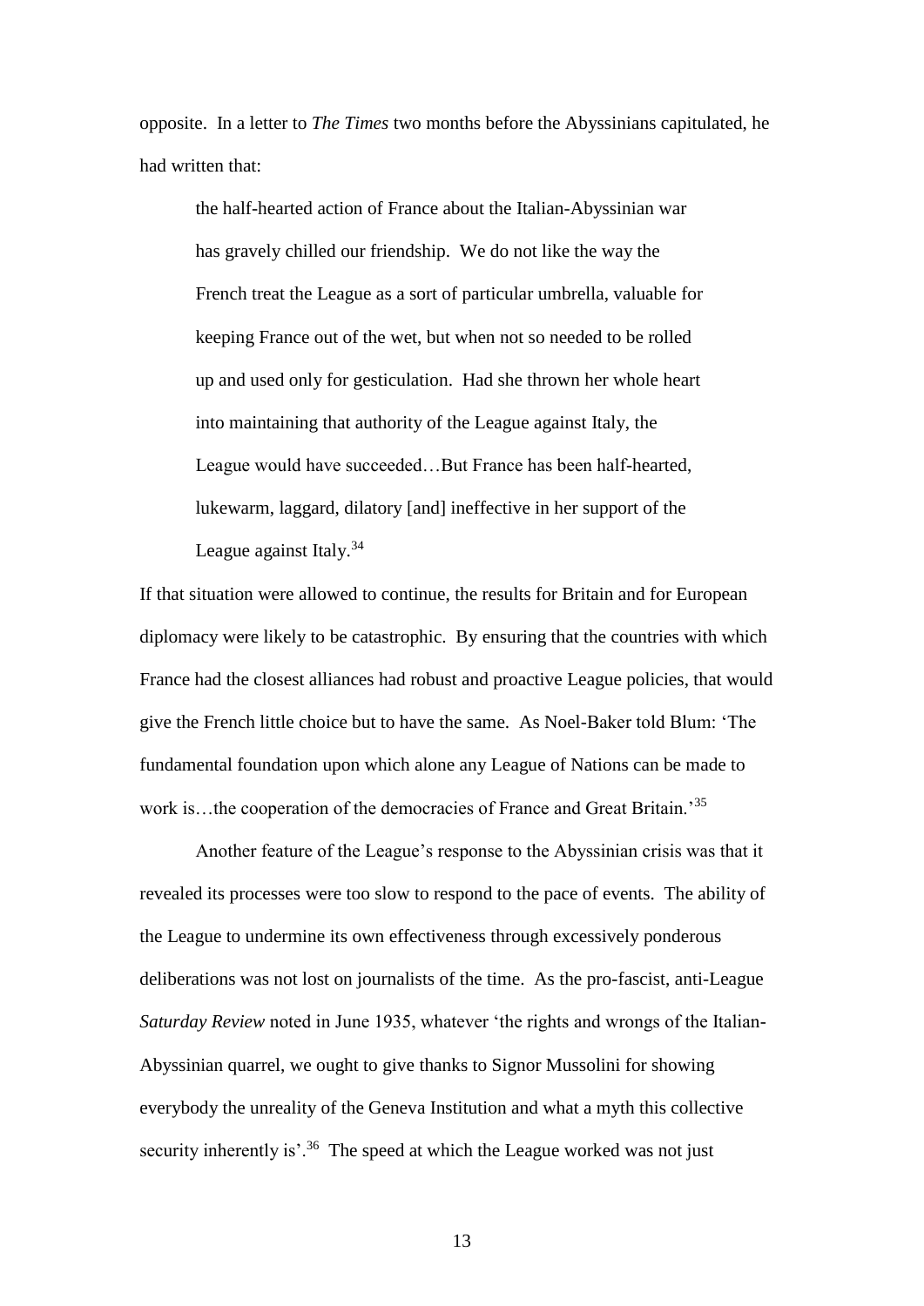opposite. In a letter to *The Times* two months before the Abyssinians capitulated, he had written that:

> the half-hearted action of France about the Italian-Abyssinian war has gravely chilled our friendship. We do not like the way the French treat the League as a sort of particular umbrella, valuable for keeping France out of the wet, but when not so needed to be rolled up and used only for gesticulation. Had she thrown her whole heart into maintaining that authority of the League against Italy, the League would have succeeded…But France has been half-hearted, lukewarm, laggard, dilatory [and] ineffective in her support of the League against Italy.[34]

If that situation were allowed to continue, the results for Britain and for European diplomacy were likely to be catastrophic. By ensuring that the countries with which France had the closest alliances had robust and proactive League policies, that would give the French little choice but to have the same. As Noel-Baker told Blum: 'The fundamental foundation upon which alone any League of Nations can be made to work is…the cooperation of the democracies of France and Great Britain.'[35]

Another feature of the League's response to the Abyssinian crisis was that it revealed its processes were too slow to respond to the pace of events. The ability of the League to undermine its own effectiveness through excessively ponderous deliberations was not lost on journalists of the time. As the pro-fascist, anti-League *Saturday Review* noted in June 1935, whatever 'the rights and wrongs of the Italian-Abyssinian quarrel, we ought to give thanks to Signor Mussolini for showing everybody the unreality of the Geneva Institution and what a myth this collective security inherently is'.[36] The speed at which the League worked was not just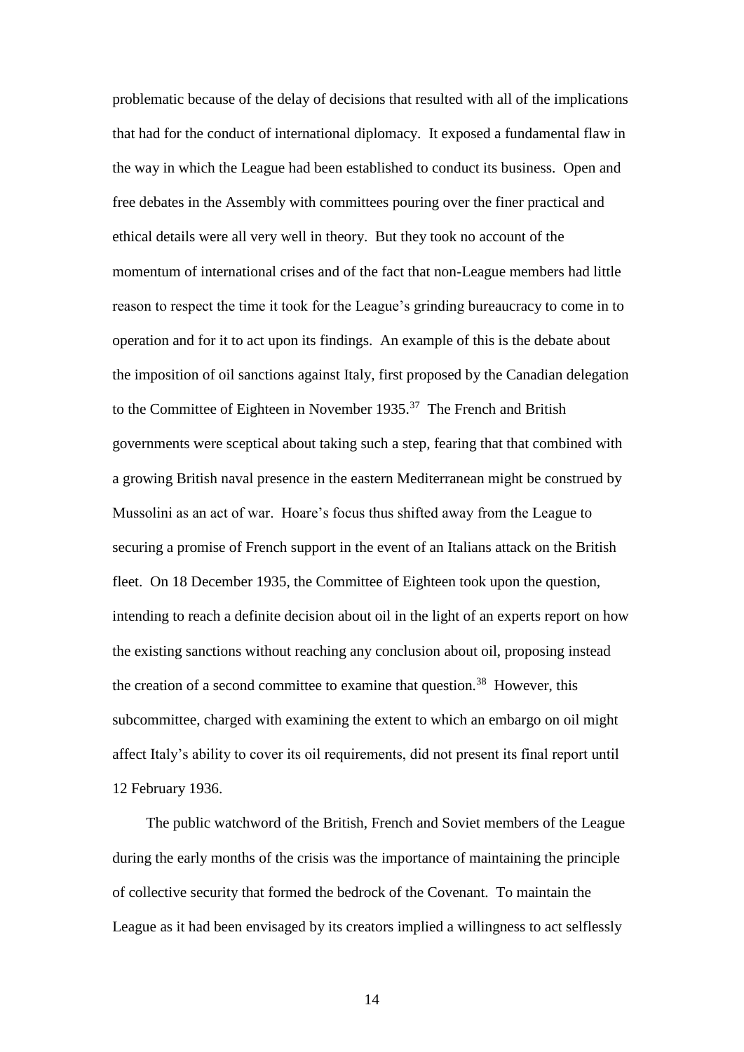problematic because of the delay of decisions that resulted with all of the implications that had for the conduct of international diplomacy. It exposed a fundamental flaw in the way in which the League had been established to conduct its business. Open and free debates in the Assembly with committees pouring over the finer practical and ethical details were all very well in theory. But they took no account of the momentum of international crises and of the fact that non-League members had little reason to respect the time it took for the League's grinding bureaucracy to come in to operation and for it to act upon its findings. An example of this is the debate about the imposition of oil sanctions against Italy, first proposed by the Canadian delegation to the Committee of Eighteen in November 1935.[37] The French and British governments were sceptical about taking such a step, fearing that that combined with a growing British naval presence in the eastern Mediterranean might be construed by Mussolini as an act of war. Hoare's focus thus shifted away from the League to securing a promise of French support in the event of an Italians attack on the British fleet. On 18 December 1935, the Committee of Eighteen took upon the question, intending to reach a definite decision about oil in the light of an experts report on how the existing sanctions without reaching any conclusion about oil, proposing instead the creation of a second committee to examine that question.[38] However, this subcommittee, charged with examining the extent to which an embargo on oil might affect Italy's ability to cover its oil requirements, did not present its final report until 12 February 1936.

The public watchword of the British, French and Soviet members of the League during the early months of the crisis was the importance of maintaining the principle of collective security that formed the bedrock of the Covenant. To maintain the League as it had been envisaged by its creators implied a willingness to act selflessly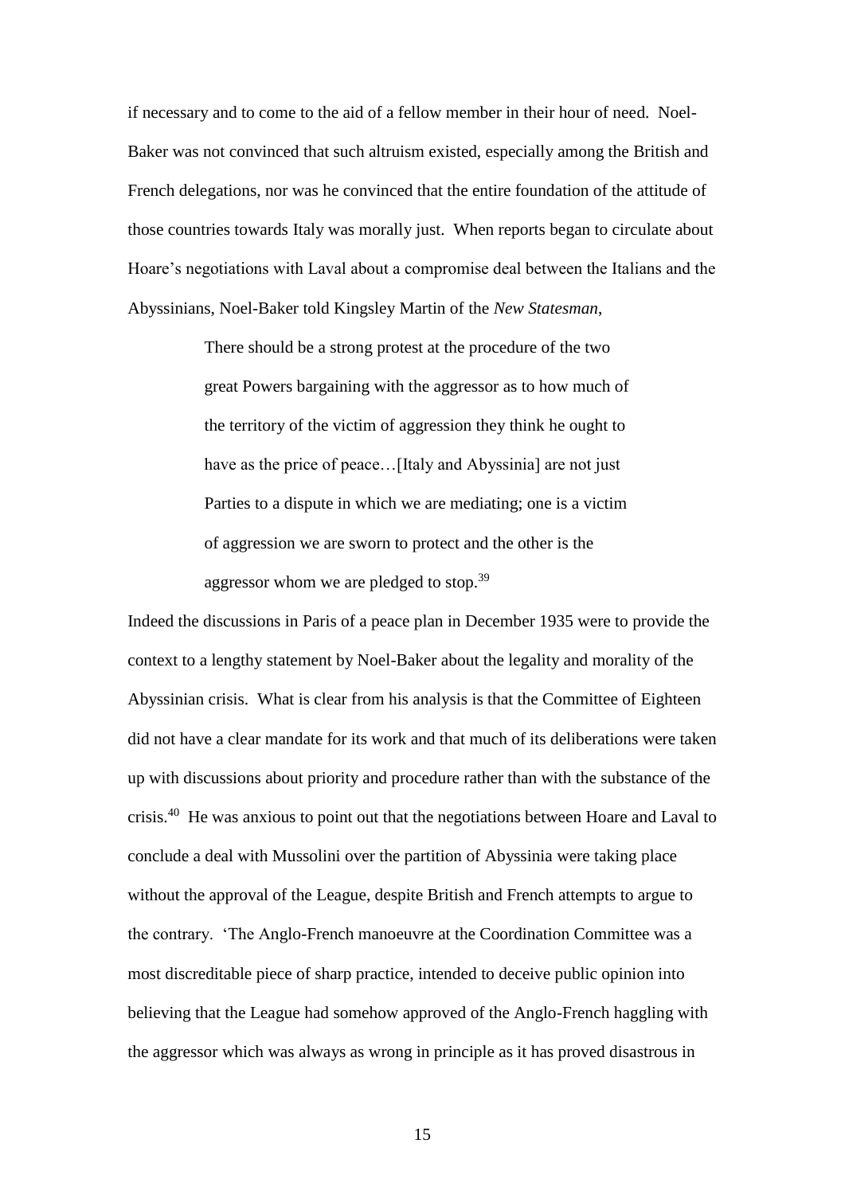if necessary and to come to the aid of a fellow member in their hour of need. Noel-Baker was not convinced that such altruism existed, especially among the British and French delegations, nor was he convinced that the entire foundation of the attitude of those countries towards Italy was morally just. When reports began to circulate about Hoare's negotiations with Laval about a compromise deal between the Italians and the Abyssinians, Noel-Baker told Kingsley Martin of the *New Statesman*,

> There should be a strong protest at the procedure of the two great Powers bargaining with the aggressor as to how much of the territory of the victim of aggression they think he ought to have as the price of peace…[Italy and Abyssinia] are not just Parties to a dispute in which we are mediating; one is a victim of aggression we are sworn to protect and the other is the aggressor whom we are pledged to stop.[39]

Indeed the discussions in Paris of a peace plan in December 1935 were to provide the context to a lengthy statement by Noel-Baker about the legality and morality of the Abyssinian crisis. What is clear from his analysis is that the Committee of Eighteen did not have a clear mandate for its work and that much of its deliberations were taken up with discussions about priority and procedure rather than with the substance of the crisis.[40] He was anxious to point out that the negotiations between Hoare and Laval to conclude a deal with Mussolini over the partition of Abyssinia were taking place without the approval of the League, despite British and French attempts to argue to the contrary. 'The Anglo-French manoeuvre at the Coordination Committee was a most discreditable piece of sharp practice, intended to deceive public opinion into believing that the League had somehow approved of the Anglo-French haggling with the aggressor which was always as wrong in principle as it has proved disastrous in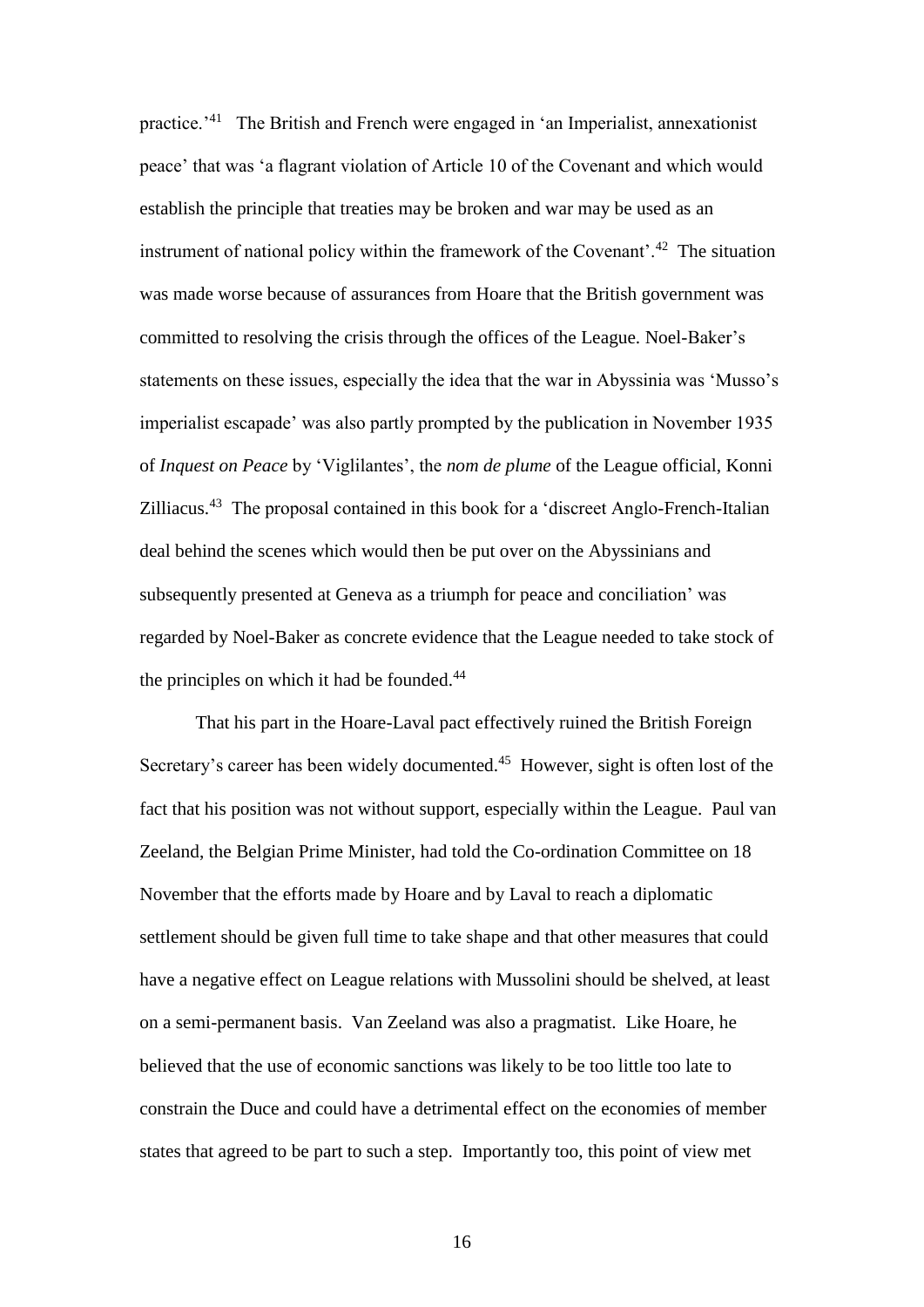practice.'[41] The British and French were engaged in 'an Imperialist, annexationist peace' that was 'a flagrant violation of Article 10 of the Covenant and which would establish the principle that treaties may be broken and war may be used as an instrument of national policy within the framework of the Covenant'.[42] The situation was made worse because of assurances from Hoare that the British government was committed to resolving the crisis through the offices of the League. Noel-Baker's statements on these issues, especially the idea that the war in Abyssinia was 'Musso's imperialist escapade' was also partly prompted by the publication in November 1935 of *Inquest on Peace* by 'Viglilantes', the *nom de plume* of the League official, Konni Zilliacus.[43] The proposal contained in this book for a 'discreet Anglo-French-Italian deal behind the scenes which would then be put over on the Abyssinians and subsequently presented at Geneva as a triumph for peace and conciliation' was regarded by Noel-Baker as concrete evidence that the League needed to take stock of the principles on which it had be founded.[44]

That his part in the Hoare-Laval pact effectively ruined the British Foreign Secretary's career has been widely documented.[45] However, sight is often lost of the fact that his position was not without support, especially within the League. Paul van Zeeland, the Belgian Prime Minister, had told the Co-ordination Committee on 18 November that the efforts made by Hoare and by Laval to reach a diplomatic settlement should be given full time to take shape and that other measures that could have a negative effect on League relations with Mussolini should be shelved, at least on a semi-permanent basis. Van Zeeland was also a pragmatist. Like Hoare, he believed that the use of economic sanctions was likely to be too little too late to constrain the Duce and could have a detrimental effect on the economies of member states that agreed to be part to such a step. Importantly too, this point of view met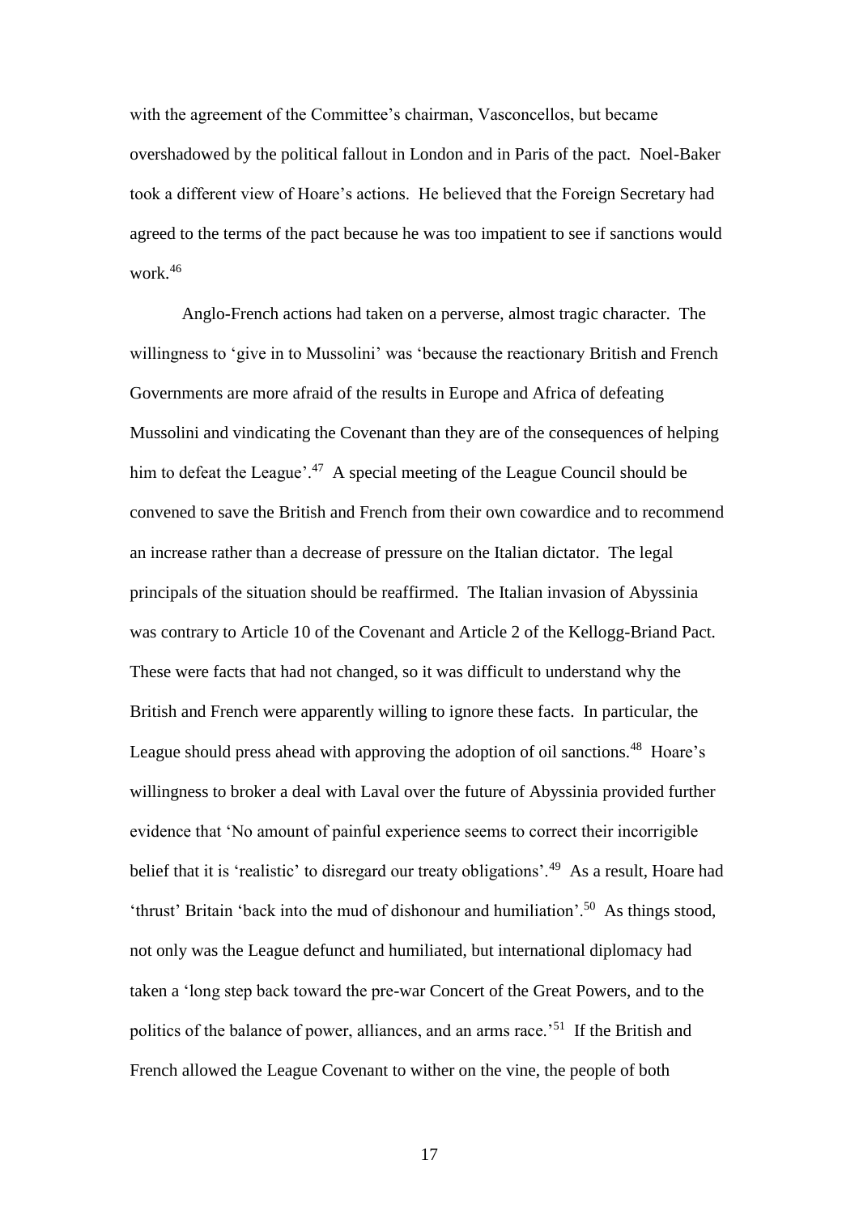with the agreement of the Committee's chairman, Vasconcellos, but became overshadowed by the political fallout in London and in Paris of the pact. Noel-Baker took a different view of Hoare's actions. He believed that the Foreign Secretary had agreed to the terms of the pact because he was too impatient to see if sanctions would work.[46]

Anglo-French actions had taken on a perverse, almost tragic character. The willingness to 'give in to Mussolini' was 'because the reactionary British and French Governments are more afraid of the results in Europe and Africa of defeating Mussolini and vindicating the Covenant than they are of the consequences of helping him to defeat the League'.[47] A special meeting of the League Council should be convened to save the British and French from their own cowardice and to recommend an increase rather than a decrease of pressure on the Italian dictator. The legal principals of the situation should be reaffirmed. The Italian invasion of Abyssinia was contrary to Article 10 of the Covenant and Article 2 of the Kellogg-Briand Pact. These were facts that had not changed, so it was difficult to understand why the British and French were apparently willing to ignore these facts. In particular, the League should press ahead with approving the adoption of oil sanctions.[48] Hoare's willingness to broker a deal with Laval over the future of Abyssinia provided further evidence that 'No amount of painful experience seems to correct their incorrigible belief that it is 'realistic' to disregard our treaty obligations'.[49] As a result, Hoare had 'thrust' Britain 'back into the mud of dishonour and humiliation'.[50] As things stood, not only was the League defunct and humiliated, but international diplomacy had taken a 'long step back toward the pre-war Concert of the Great Powers, and to the politics of the balance of power, alliances, and an arms race.'[51] If the British and French allowed the League Covenant to wither on the vine, the people of both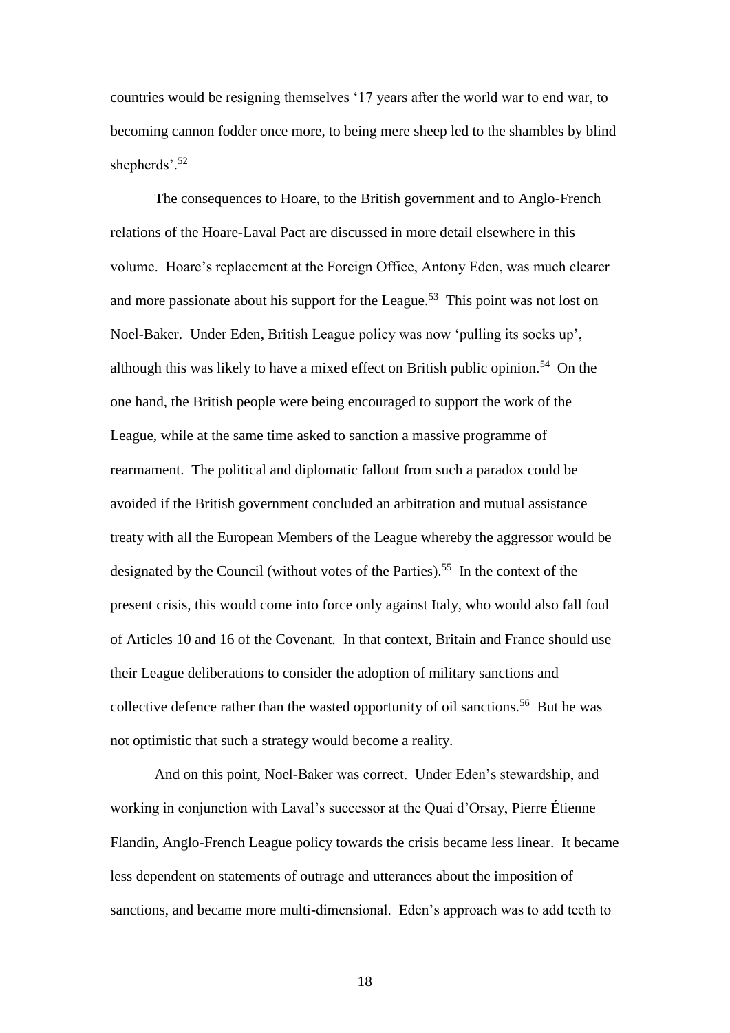countries would be resigning themselves '17 years after the world war to end war, to becoming cannon fodder once more, to being mere sheep led to the shambles by blind shepherds'.[52]

The consequences to Hoare, to the British government and to Anglo-French relations of the Hoare-Laval Pact are discussed in more detail elsewhere in this volume. Hoare's replacement at the Foreign Office, Antony Eden, was much clearer and more passionate about his support for the League.[53] This point was not lost on Noel-Baker. Under Eden, British League policy was now 'pulling its socks up', although this was likely to have a mixed effect on British public opinion.[54] On the one hand, the British people were being encouraged to support the work of the League, while at the same time asked to sanction a massive programme of rearmament. The political and diplomatic fallout from such a paradox could be avoided if the British government concluded an arbitration and mutual assistance treaty with all the European Members of the League whereby the aggressor would be designated by the Council (without votes of the Parties).[55] In the context of the present crisis, this would come into force only against Italy, who would also fall foul of Articles 10 and 16 of the Covenant. In that context, Britain and France should use their League deliberations to consider the adoption of military sanctions and collective defence rather than the wasted opportunity of oil sanctions.[56] But he was not optimistic that such a strategy would become a reality.

And on this point, Noel-Baker was correct. Under Eden's stewardship, and working in conjunction with Laval's successor at the Quai d'Orsay, Pierre Étienne Flandin, Anglo-French League policy towards the crisis became less linear. It became less dependent on statements of outrage and utterances about the imposition of sanctions, and became more multi-dimensional. Eden's approach was to add teeth to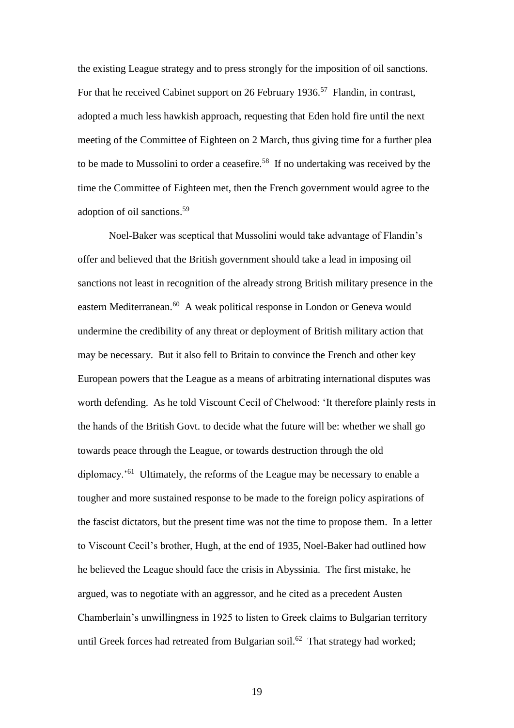the existing League strategy and to press strongly for the imposition of oil sanctions. For that he received Cabinet support on 26 February 1936.[57] Flandin, in contrast, adopted a much less hawkish approach, requesting that Eden hold fire until the next meeting of the Committee of Eighteen on 2 March, thus giving time for a further plea to be made to Mussolini to order a ceasefire.[58] If no undertaking was received by the time the Committee of Eighteen met, then the French government would agree to the adoption of oil sanctions.[59]

Noel-Baker was sceptical that Mussolini would take advantage of Flandin's offer and believed that the British government should take a lead in imposing oil sanctions not least in recognition of the already strong British military presence in the eastern Mediterranean.[60] A weak political response in London or Geneva would undermine the credibility of any threat or deployment of British military action that may be necessary. But it also fell to Britain to convince the French and other key European powers that the League as a means of arbitrating international disputes was worth defending. As he told Viscount Cecil of Chelwood: 'It therefore plainly rests in the hands of the British Govt. to decide what the future will be: whether we shall go towards peace through the League, or towards destruction through the old diplomacy.'[61] Ultimately, the reforms of the League may be necessary to enable a tougher and more sustained response to be made to the foreign policy aspirations of the fascist dictators, but the present time was not the time to propose them. In a letter to Viscount Cecil's brother, Hugh, at the end of 1935, Noel-Baker had outlined how he believed the League should face the crisis in Abyssinia. The first mistake, he argued, was to negotiate with an aggressor, and he cited as a precedent Austen Chamberlain's unwillingness in 1925 to listen to Greek claims to Bulgarian territory until Greek forces had retreated from Bulgarian soil.[62] That strategy had worked;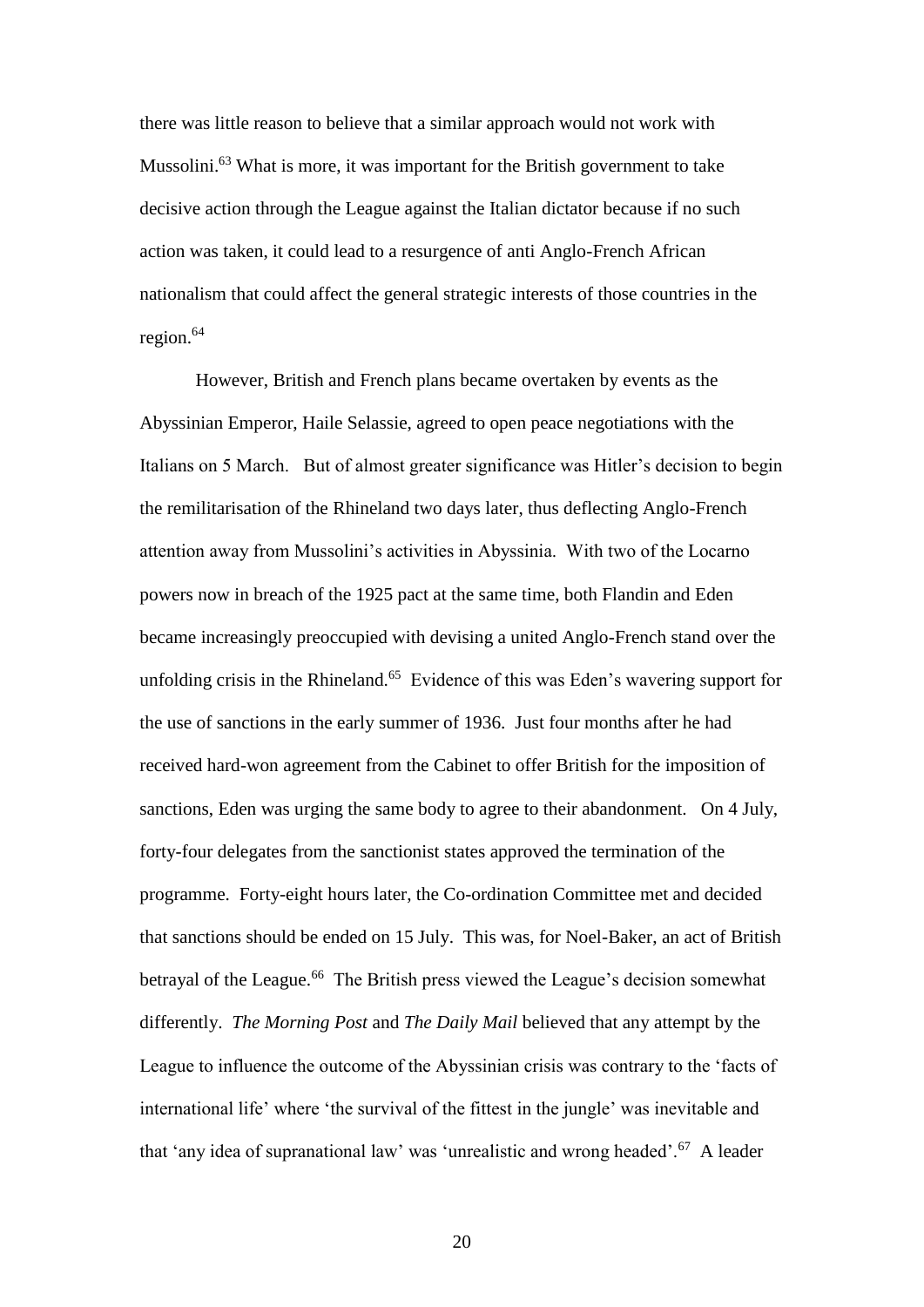there was little reason to believe that a similar approach would not work with Mussolini.[63] What is more, it was important for the British government to take decisive action through the League against the Italian dictator because if no such action was taken, it could lead to a resurgence of anti Anglo-French African nationalism that could affect the general strategic interests of those countries in the region.[64]

However, British and French plans became overtaken by events as the Abyssinian Emperor, Haile Selassie, agreed to open peace negotiations with the Italians on 5 March. But of almost greater significance was Hitler's decision to begin the remilitarisation of the Rhineland two days later, thus deflecting Anglo-French attention away from Mussolini's activities in Abyssinia. With two of the Locarno powers now in breach of the 1925 pact at the same time, both Flandin and Eden became increasingly preoccupied with devising a united Anglo-French stand over the unfolding crisis in the Rhineland.[65] Evidence of this was Eden's wavering support for the use of sanctions in the early summer of 1936. Just four months after he had received hard-won agreement from the Cabinet to offer British for the imposition of sanctions, Eden was urging the same body to agree to their abandonment. On 4 July, forty-four delegates from the sanctionist states approved the termination of the programme. Forty-eight hours later, the Co-ordination Committee met and decided that sanctions should be ended on 15 July. This was, for Noel-Baker, an act of British betrayal of the League.[66] The British press viewed the League's decision somewhat differently. *The Morning Post* and *The Daily Mail* believed that any attempt by the League to influence the outcome of the Abyssinian crisis was contrary to the 'facts of international life' where 'the survival of the fittest in the jungle' was inevitable and that 'any idea of supranational law' was 'unrealistic and wrong headed'.[67] A leader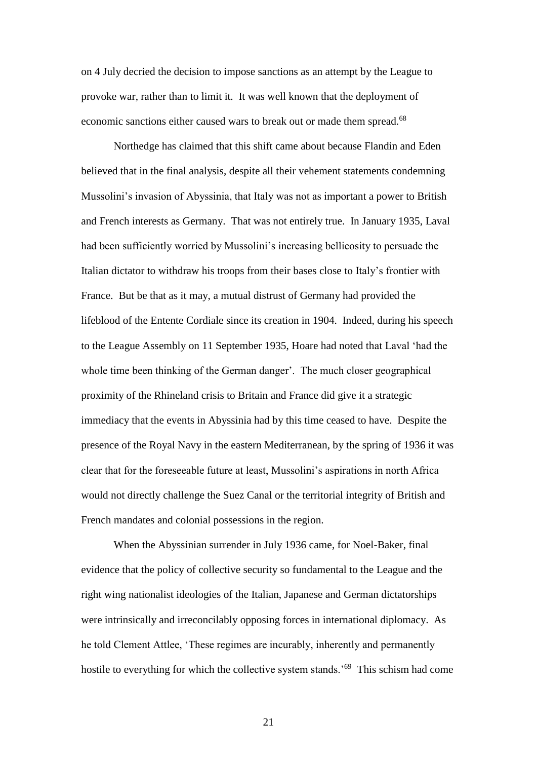on 4 July decried the decision to impose sanctions as an attempt by the League to provoke war, rather than to limit it. It was well known that the deployment of economic sanctions either caused wars to break out or made them spread.[68]

Northedge has claimed that this shift came about because Flandin and Eden believed that in the final analysis, despite all their vehement statements condemning Mussolini's invasion of Abyssinia, that Italy was not as important a power to British and French interests as Germany. That was not entirely true. In January 1935, Laval had been sufficiently worried by Mussolini's increasing bellicosity to persuade the Italian dictator to withdraw his troops from their bases close to Italy's frontier with France. But be that as it may, a mutual distrust of Germany had provided the lifeblood of the Entente Cordiale since its creation in 1904. Indeed, during his speech to the League Assembly on 11 September 1935, Hoare had noted that Laval 'had the whole time been thinking of the German danger'. The much closer geographical proximity of the Rhineland crisis to Britain and France did give it a strategic immediacy that the events in Abyssinia had by this time ceased to have. Despite the presence of the Royal Navy in the eastern Mediterranean, by the spring of 1936 it was clear that for the foreseeable future at least, Mussolini's aspirations in north Africa would not directly challenge the Suez Canal or the territorial integrity of British and French mandates and colonial possessions in the region.

When the Abyssinian surrender in July 1936 came, for Noel-Baker, final evidence that the policy of collective security so fundamental to the League and the right wing nationalist ideologies of the Italian, Japanese and German dictatorships were intrinsically and irreconcilably opposing forces in international diplomacy. As he told Clement Attlee, 'These regimes are incurably, inherently and permanently hostile to everything for which the collective system stands.'[69] This schism had come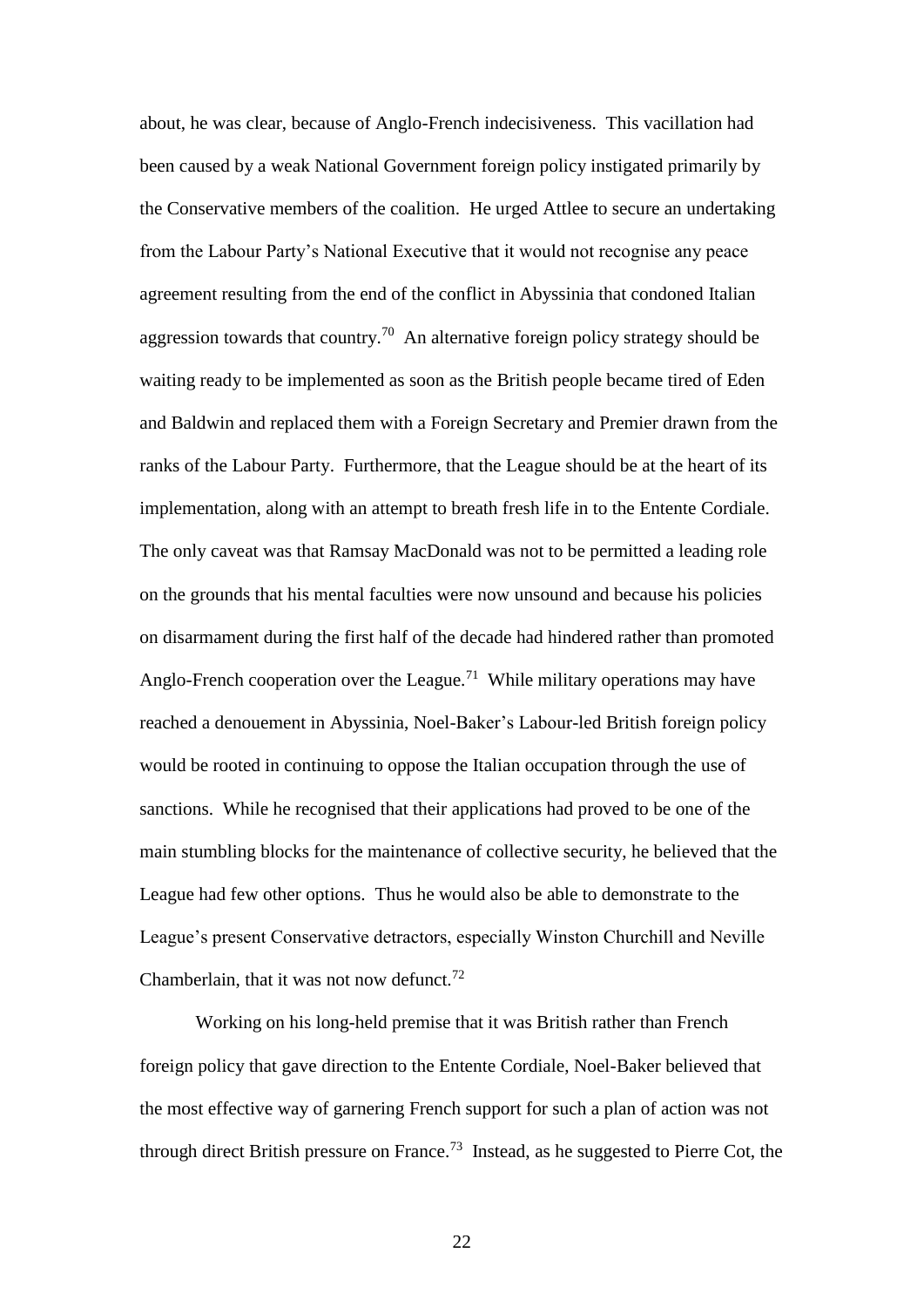about, he was clear, because of Anglo-French indecisiveness. This vacillation had been caused by a weak National Government foreign policy instigated primarily by the Conservative members of the coalition. He urged Attlee to secure an undertaking from the Labour Party's National Executive that it would not recognise any peace agreement resulting from the end of the conflict in Abyssinia that condoned Italian aggression towards that country.[70] An alternative foreign policy strategy should be waiting ready to be implemented as soon as the British people became tired of Eden and Baldwin and replaced them with a Foreign Secretary and Premier drawn from the ranks of the Labour Party. Furthermore, that the League should be at the heart of its implementation, along with an attempt to breath fresh life in to the Entente Cordiale. The only caveat was that Ramsay MacDonald was not to be permitted a leading role on the grounds that his mental faculties were now unsound and because his policies on disarmament during the first half of the decade had hindered rather than promoted Anglo-French cooperation over the League.[71] While military operations may have reached a denouement in Abyssinia, Noel-Baker's Labour-led British foreign policy would be rooted in continuing to oppose the Italian occupation through the use of sanctions. While he recognised that their applications had proved to be one of the main stumbling blocks for the maintenance of collective security, he believed that the League had few other options. Thus he would also be able to demonstrate to the League's present Conservative detractors, especially Winston Churchill and Neville Chamberlain, that it was not now defunct.[72]

Working on his long-held premise that it was British rather than French foreign policy that gave direction to the Entente Cordiale, Noel-Baker believed that the most effective way of garnering French support for such a plan of action was not through direct British pressure on France.[73] Instead, as he suggested to Pierre Cot, the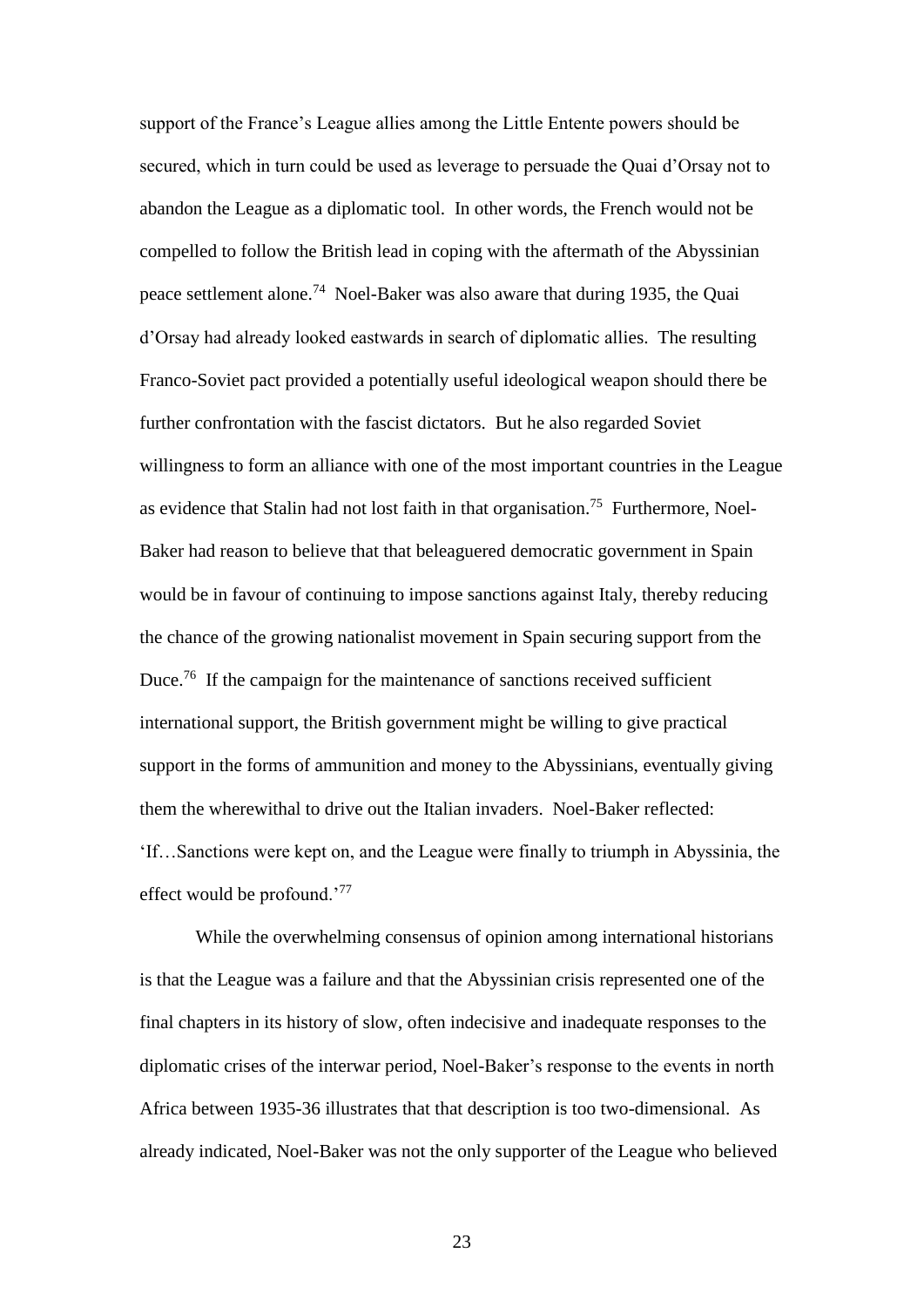support of the France's League allies among the Little Entente powers should be secured, which in turn could be used as leverage to persuade the Quai d'Orsay not to abandon the League as a diplomatic tool. In other words, the French would not be compelled to follow the British lead in coping with the aftermath of the Abyssinian peace settlement alone.[74] Noel-Baker was also aware that during 1935, the Quai d'Orsay had already looked eastwards in search of diplomatic allies. The resulting Franco-Soviet pact provided a potentially useful ideological weapon should there be further confrontation with the fascist dictators. But he also regarded Soviet willingness to form an alliance with one of the most important countries in the League as evidence that Stalin had not lost faith in that organisation.[75] Furthermore, Noel-Baker had reason to believe that that beleaguered democratic government in Spain would be in favour of continuing to impose sanctions against Italy, thereby reducing the chance of the growing nationalist movement in Spain securing support from the Duce.[76] If the campaign for the maintenance of sanctions received sufficient international support, the British government might be willing to give practical support in the forms of ammunition and money to the Abyssinians, eventually giving them the wherewithal to drive out the Italian invaders. Noel-Baker reflected: 'If…Sanctions were kept on, and the League were finally to triumph in Abyssinia, the effect would be profound.'[77]

While the overwhelming consensus of opinion among international historians is that the League was a failure and that the Abyssinian crisis represented one of the final chapters in its history of slow, often indecisive and inadequate responses to the diplomatic crises of the interwar period, Noel-Baker's response to the events in north Africa between 1935-36 illustrates that that description is too two-dimensional. As already indicated, Noel-Baker was not the only supporter of the League who believed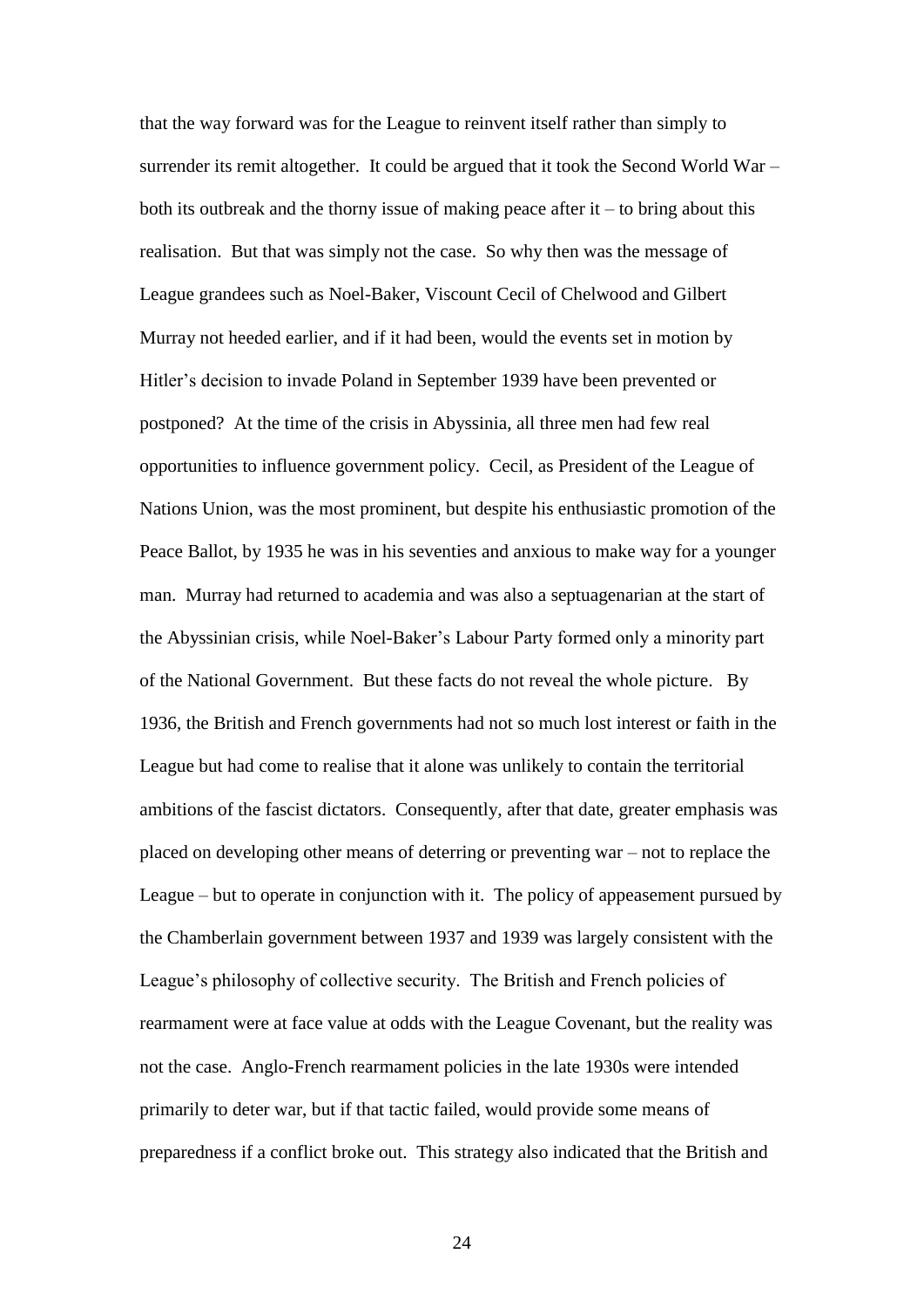that the way forward was for the League to reinvent itself rather than simply to surrender its remit altogether. It could be argued that it took the Second World War – both its outbreak and the thorny issue of making peace after it – to bring about this realisation. But that was simply not the case. So why then was the message of League grandees such as Noel-Baker, Viscount Cecil of Chelwood and Gilbert Murray not heeded earlier, and if it had been, would the events set in motion by Hitler's decision to invade Poland in September 1939 have been prevented or postponed? At the time of the crisis in Abyssinia, all three men had few real opportunities to influence government policy. Cecil, as President of the League of Nations Union, was the most prominent, but despite his enthusiastic promotion of the Peace Ballot, by 1935 he was in his seventies and anxious to make way for a younger man. Murray had returned to academia and was also a septuagenarian at the start of the Abyssinian crisis, while Noel-Baker's Labour Party formed only a minority part of the National Government. But these facts do not reveal the whole picture. By 1936, the British and French governments had not so much lost interest or faith in the League but had come to realise that it alone was unlikely to contain the territorial ambitions of the fascist dictators. Consequently, after that date, greater emphasis was placed on developing other means of deterring or preventing war – not to replace the League – but to operate in conjunction with it. The policy of appeasement pursued by the Chamberlain government between 1937 and 1939 was largely consistent with the League's philosophy of collective security. The British and French policies of rearmament were at face value at odds with the League Covenant, but the reality was not the case. Anglo-French rearmament policies in the late 1930s were intended primarily to deter war, but if that tactic failed, would provide some means of preparedness if a conflict broke out. This strategy also indicated that the British and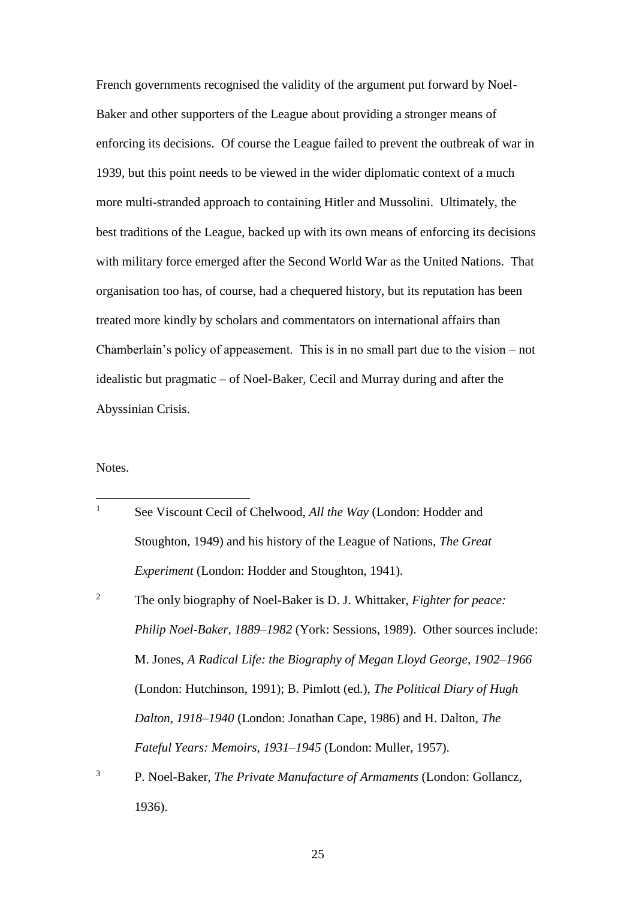French governments recognised the validity of the argument put forward by Noel-Baker and other supporters of the League about providing a stronger means of enforcing its decisions. Of course the League failed to prevent the outbreak of war in 1939, but this point needs to be viewed in the wider diplomatic context of a much more multi-stranded approach to containing Hitler and Mussolini. Ultimately, the best traditions of the League, backed up with its own means of enforcing its decisions with military force emerged after the Second World War as the United Nations. That organisation too has, of course, had a chequered history, but its reputation has been treated more kindly by scholars and commentators on international affairs than Chamberlain's policy of appeasement. This is in no small part due to the vision – not idealistic but pragmatic – of Noel-Baker, Cecil and Murray during and after the Abyssinian Crisis.

Notes.

[1] See Viscount Cecil of Chelwood, *All the Way* (London: Hodder and Stoughton, 1949) and his history of the League of Nations, *The Great Experiment* (London: Hodder and Stoughton, 1941).

[2] The only biography of Noel-Baker is D. J. Whittaker, *Fighter for peace: Philip Noel-Baker, 1889–1982* (York: Sessions, 1989). Other sources include: M. Jones, *A Radical Life: the Biography of Megan Lloyd George, 1902–1966* (London: Hutchinson, 1991); B. Pimlott (ed.), *The Political Diary of Hugh Dalton, 1918–1940* (London: Jonathan Cape, 1986) and H. Dalton, *The Fateful Years: Memoirs, 1931–1945* (London: Muller, 1957).

[3] P. Noel-Baker, *The Private Manufacture of Armaments* (London: Gollancz, 1936).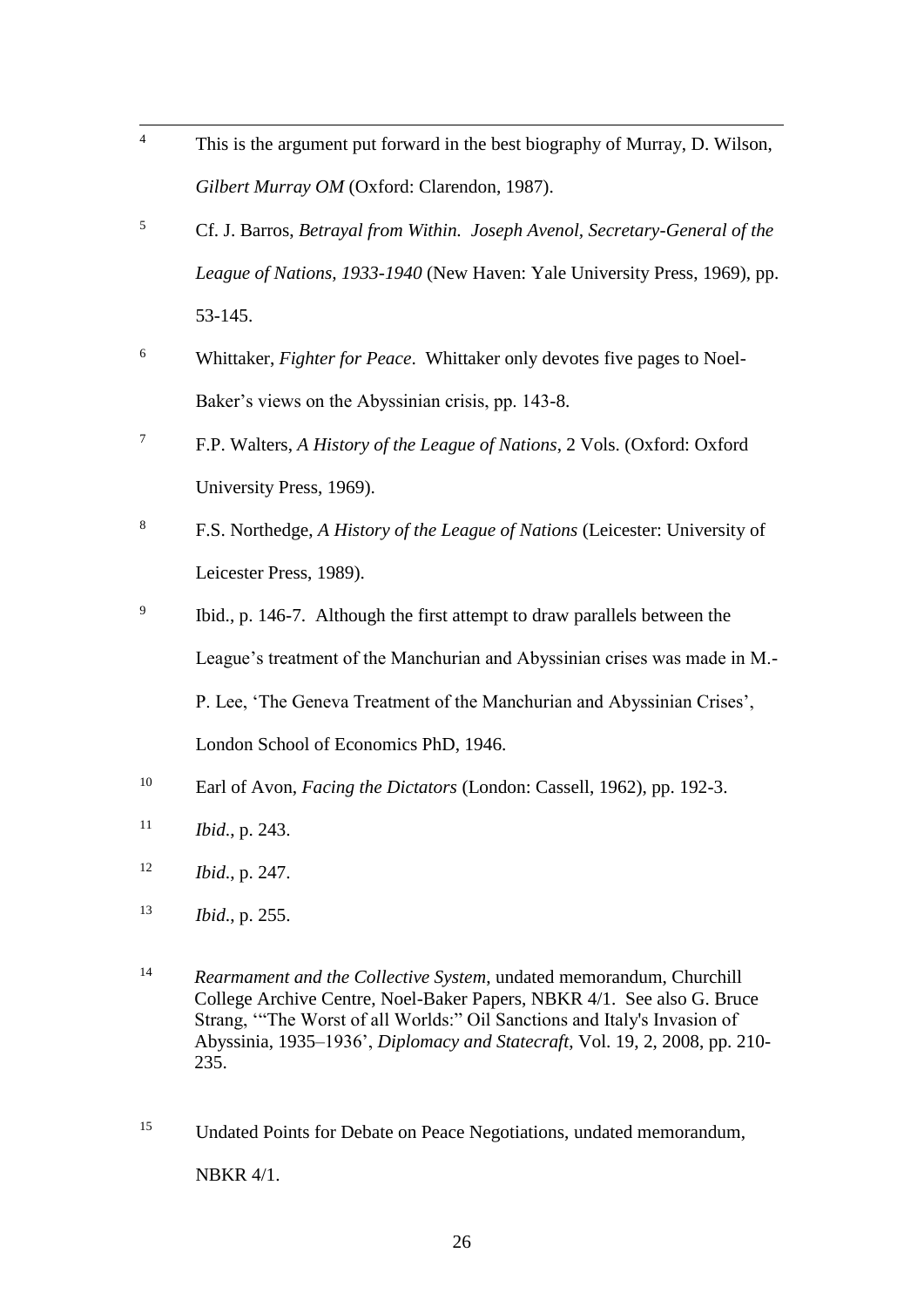[4] This is the argument put forward in the best biography of Murray, D. Wilson, *Gilbert Murray OM* (Oxford: Clarendon, 1987).

[5] Cf. J. Barros, *Betrayal from Within. Joseph Avenol, Secretary-General of the League of Nations, 1933-1940* (New Haven: Yale University Press, 1969), pp. 53-145.

[6] Whittaker, *Fighter for Peace*. Whittaker only devotes five pages to Noel-Baker's views on the Abyssinian crisis, pp. 143-8.

[7] F.P. Walters, *A History of the League of Nations*, 2 Vols. (Oxford: Oxford University Press, 1969).

[8] F.S. Northedge, *A History of the League of Nations* (Leicester: University of Leicester Press, 1989).

[9] Ibid., p. 146-7. Although the first attempt to draw parallels between the League's treatment of the Manchurian and Abyssinian crises was made in M.-P. Lee, 'The Geneva Treatment of the Manchurian and Abyssinian Crises', London School of Economics PhD, 1946.

[10] Earl of Avon, *Facing the Dictators* (London: Cassell, 1962), pp. 192-3.

[11] *Ibid*., p. 243.

[12] *Ibid*., p. 247.

[13] *Ibid*., p. 255.

[14] *Rearmament and the Collective System*, undated memorandum, Churchill College Archive Centre, Noel-Baker Papers, NBKR 4/1. See also G. Bruce Strang, '"The Worst of all Worlds:" Oil Sanctions and Italy's Invasion of Abyssinia, 1935–1936', *Diplomacy and Statecraft*, Vol. 19, 2, 2008, pp. 210-235.

[15] Undated Points for Debate on Peace Negotiations, undated memorandum, NBKR 4/1.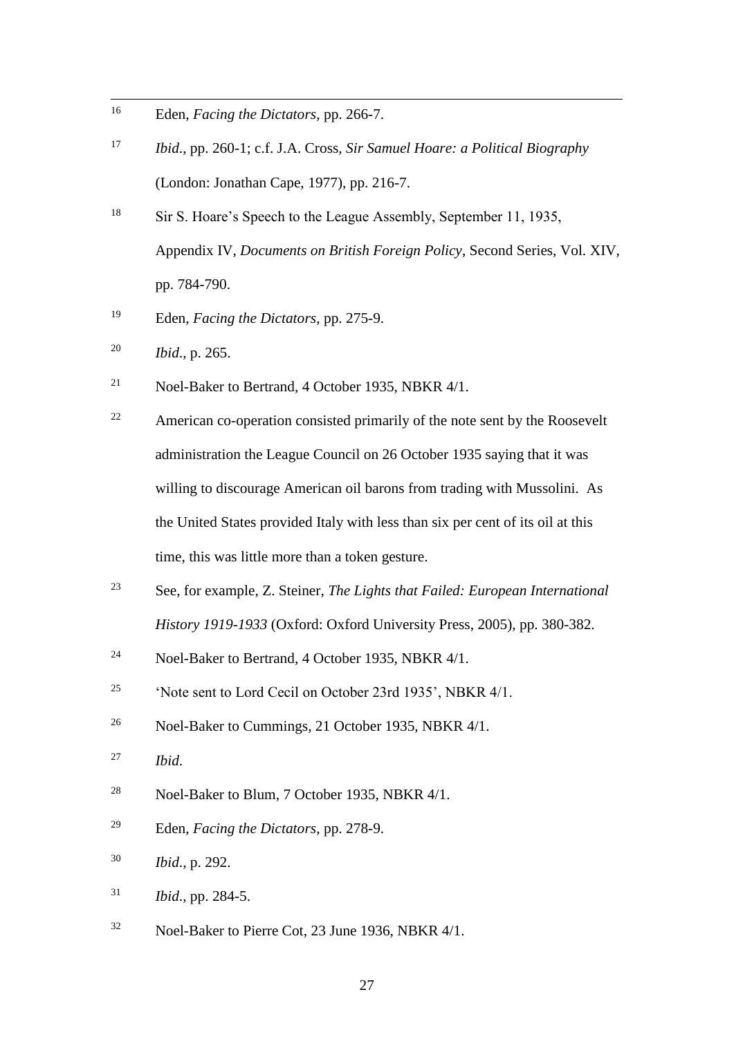[16] Eden, *Facing the Dictators*, pp. 266-7.

[17] *Ibid*., pp. 260-1; c.f. J.A. Cross, *Sir Samuel Hoare: a Political Biography* (London: Jonathan Cape, 1977), pp. 216-7.

[18] Sir S. Hoare's Speech to the League Assembly, September 11, 1935, Appendix IV, *Documents on British Foreign Policy*, Second Series, Vol. XIV, pp. 784-790.

[19] Eden, *Facing the Dictators*, pp. 275-9.

[20] *Ibid*., p. 265.

[21] Noel-Baker to Bertrand, 4 October 1935, NBKR 4/1.

[22] American co-operation consisted primarily of the note sent by the Roosevelt administration the League Council on 26 October 1935 saying that it was willing to discourage American oil barons from trading with Mussolini. As the United States provided Italy with less than six per cent of its oil at this time, this was little more than a token gesture.

[23] See, for example, Z. Steiner, *The Lights that Failed: European International History 1919-1933* (Oxford: Oxford University Press, 2005), pp. 380-382.

[24] Noel-Baker to Bertrand, 4 October 1935, NBKR 4/1.

[25] 'Note sent to Lord Cecil on October 23rd 1935', NBKR 4/1.

[26] Noel-Baker to Cummings, 21 October 1935, NBKR 4/1.

[27] *Ibid*.

[28] Noel-Baker to Blum, 7 October 1935, NBKR 4/1.

[29] Eden, *Facing the Dictators*, pp. 278-9.

[30] *Ibid*., p. 292.

[31] *Ibid*., pp. 284-5.

[32] Noel-Baker to Pierre Cot, 23 June 1936, NBKR 4/1.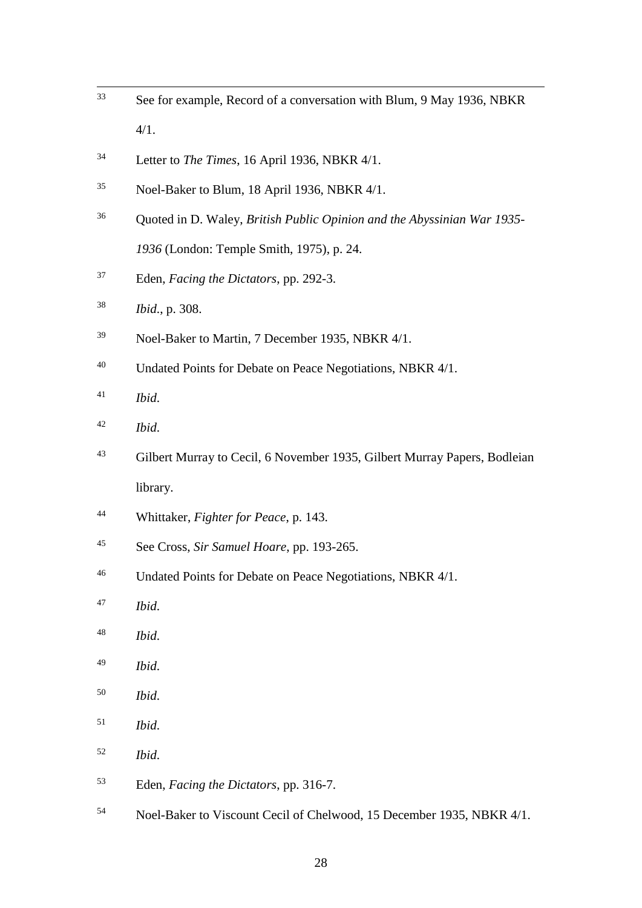[33] See for example, Record of a conversation with Blum, 9 May 1936, NBKR 4/1.

[34] Letter to *The Times*, 16 April 1936, NBKR 4/1.

[35] Noel-Baker to Blum, 18 April 1936, NBKR 4/1.

[36] Quoted in D. Waley, *British Public Opinion and the Abyssinian War 1935-1936* (London: Temple Smith, 1975), p. 24.

[37] Eden, *Facing the Dictators*, pp. 292-3.

[38] *Ibid*., p. 308.

[39] Noel-Baker to Martin, 7 December 1935, NBKR 4/1.

[40] Undated Points for Debate on Peace Negotiations, NBKR 4/1.

[41] *Ibid*.

[42] *Ibid*.

[43] Gilbert Murray to Cecil, 6 November 1935, Gilbert Murray Papers, Bodleian library.

[44] Whittaker, *Fighter for Peace*, p. 143.

[45] See Cross, *Sir Samuel Hoare*, pp. 193-265.

[46] Undated Points for Debate on Peace Negotiations, NBKR 4/1.

[47] *Ibid*.

[48] *Ibid*.

[49] *Ibid*.

[50] *Ibid*.

[51] *Ibid*.

[52] *Ibid*.

[53] Eden, *Facing the Dictators*, pp. 316-7.

[54] Noel-Baker to Viscount Cecil of Chelwood, 15 December 1935, NBKR 4/1.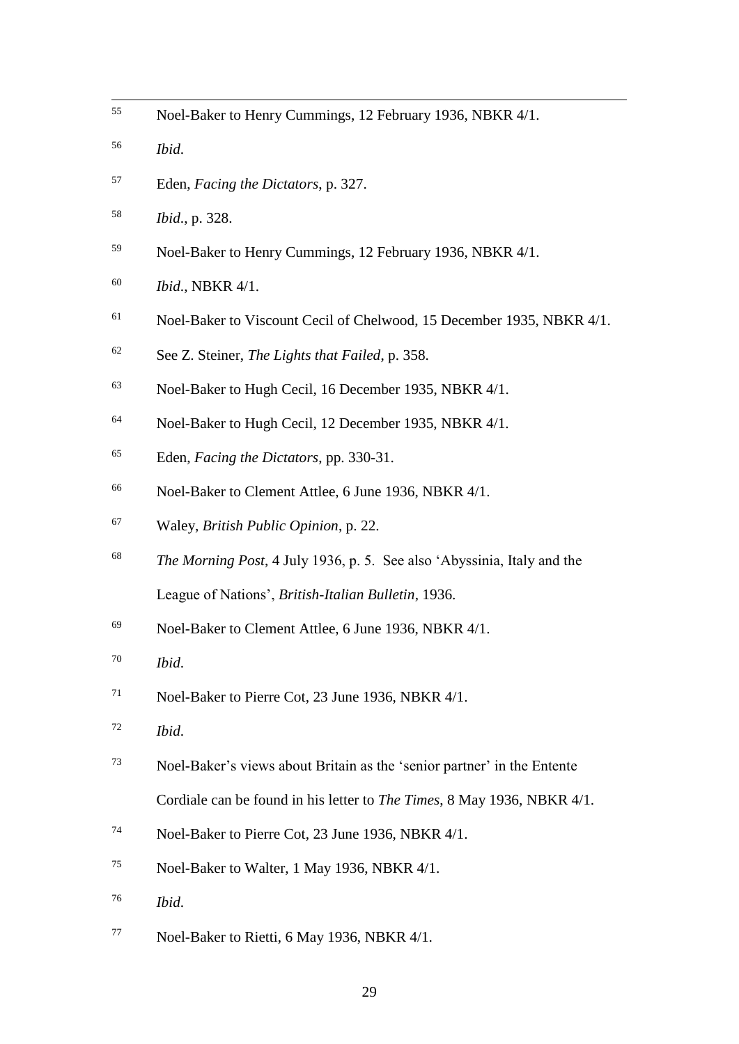[55] Noel-Baker to Henry Cummings, 12 February 1936, NBKR 4/1.

[56] *Ibid*.

[57] Eden, *Facing the Dictators*, p. 327.

[58] *Ibid*., p. 328.

[59] Noel-Baker to Henry Cummings, 12 February 1936, NBKR 4/1.

[60] *Ibid*., NBKR 4/1.

[61] Noel-Baker to Viscount Cecil of Chelwood, 15 December 1935, NBKR 4/1.

[62] See Z. Steiner, *The Lights that Failed*, p. 358.

[63] Noel-Baker to Hugh Cecil, 16 December 1935, NBKR 4/1.

[64] Noel-Baker to Hugh Cecil, 12 December 1935, NBKR 4/1.

[65] Eden, *Facing the Dictators*, pp. 330-31.

[66] Noel-Baker to Clement Attlee, 6 June 1936, NBKR 4/1.

[67] Waley, *British Public Opinion*, p. 22.

[68] *The Morning Post*, 4 July 1936, p. 5. See also 'Abyssinia, Italy and the League of Nations', *British-Italian Bulletin*, 1936.

[69] Noel-Baker to Clement Attlee, 6 June 1936, NBKR 4/1.

[70] *Ibid*.

[71] Noel-Baker to Pierre Cot, 23 June 1936, NBKR 4/1.

[72] *Ibid*.

[73] Noel-Baker's views about Britain as the 'senior partner' in the Entente Cordiale can be found in his letter to *The Times*, 8 May 1936, NBKR 4/1.

[74] Noel-Baker to Pierre Cot, 23 June 1936, NBKR 4/1.

[75] Noel-Baker to Walter, 1 May 1936, NBKR 4/1.

[76] *Ibid*.

[77] Noel-Baker to Rietti, 6 May 1936, NBKR 4/1.